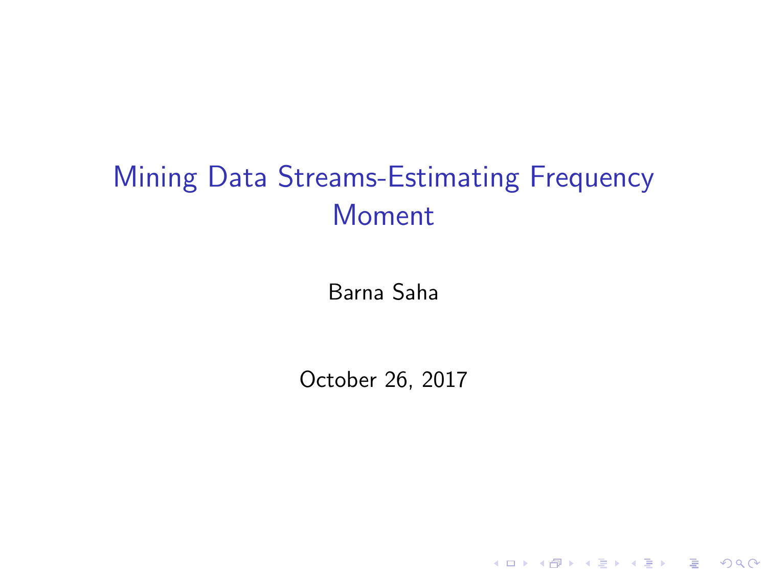# Mining Data Streams-Estimating Frequency Moment

Barna Saha

October 26, 2017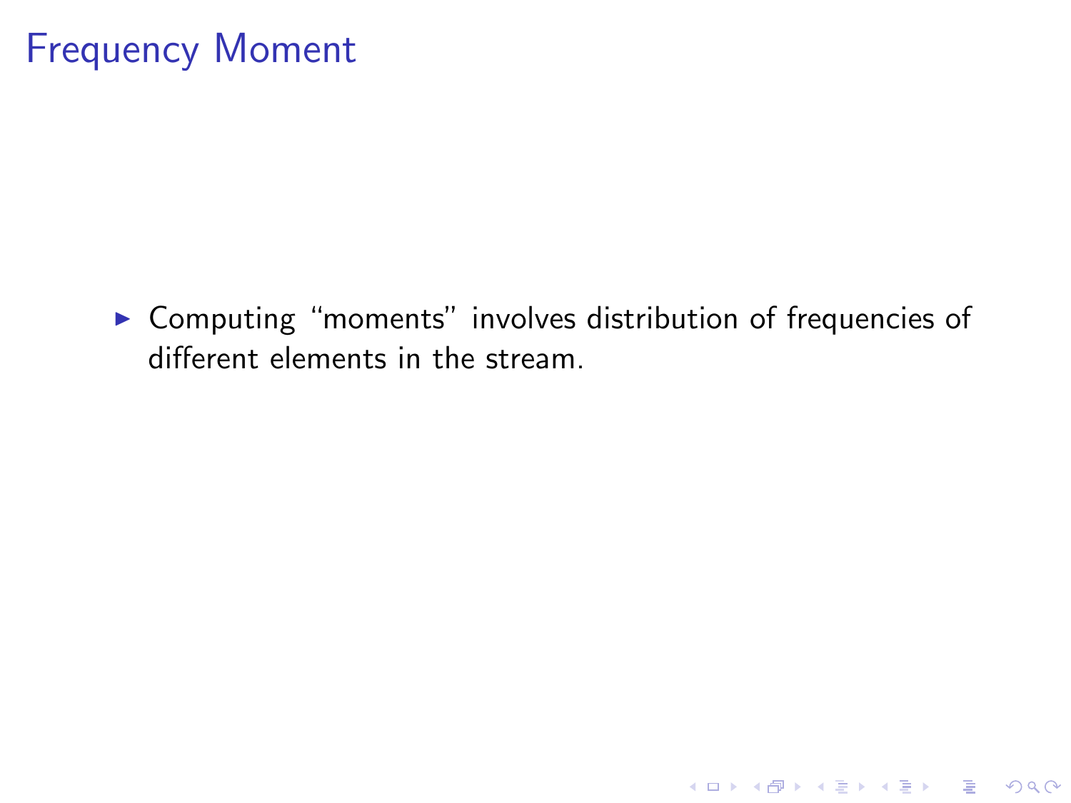# Frequency Moment

- Computing “moments” involves distribution of frequencies of different elements in the stream.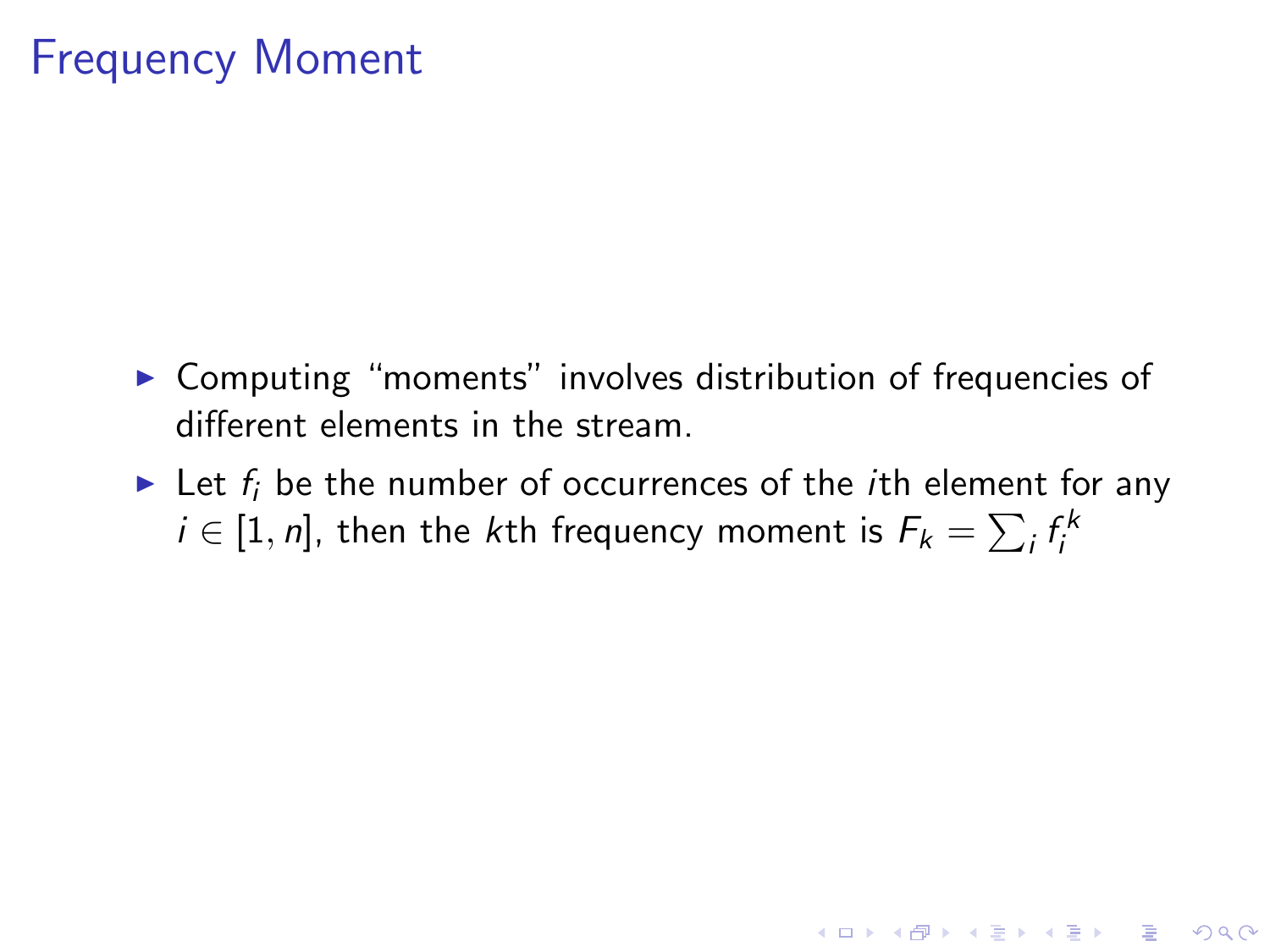# Frequency Moment

- Computing "moments" involves distribution of frequencies of different elements in the stream.
- Let $f_i$ be the number of occurrences of the $i$th element for any $i \in [1, n]$, then the $k$th frequency moment is $F_k = \sum_i f_i^k$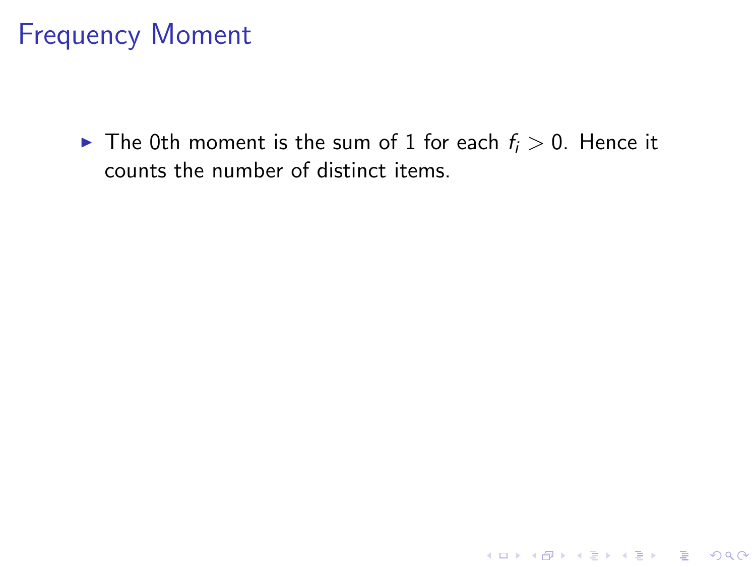# Frequency Moment

- The 0th moment is the sum of 1 for each $f_i > 0$. Hence it counts the number of distinct items.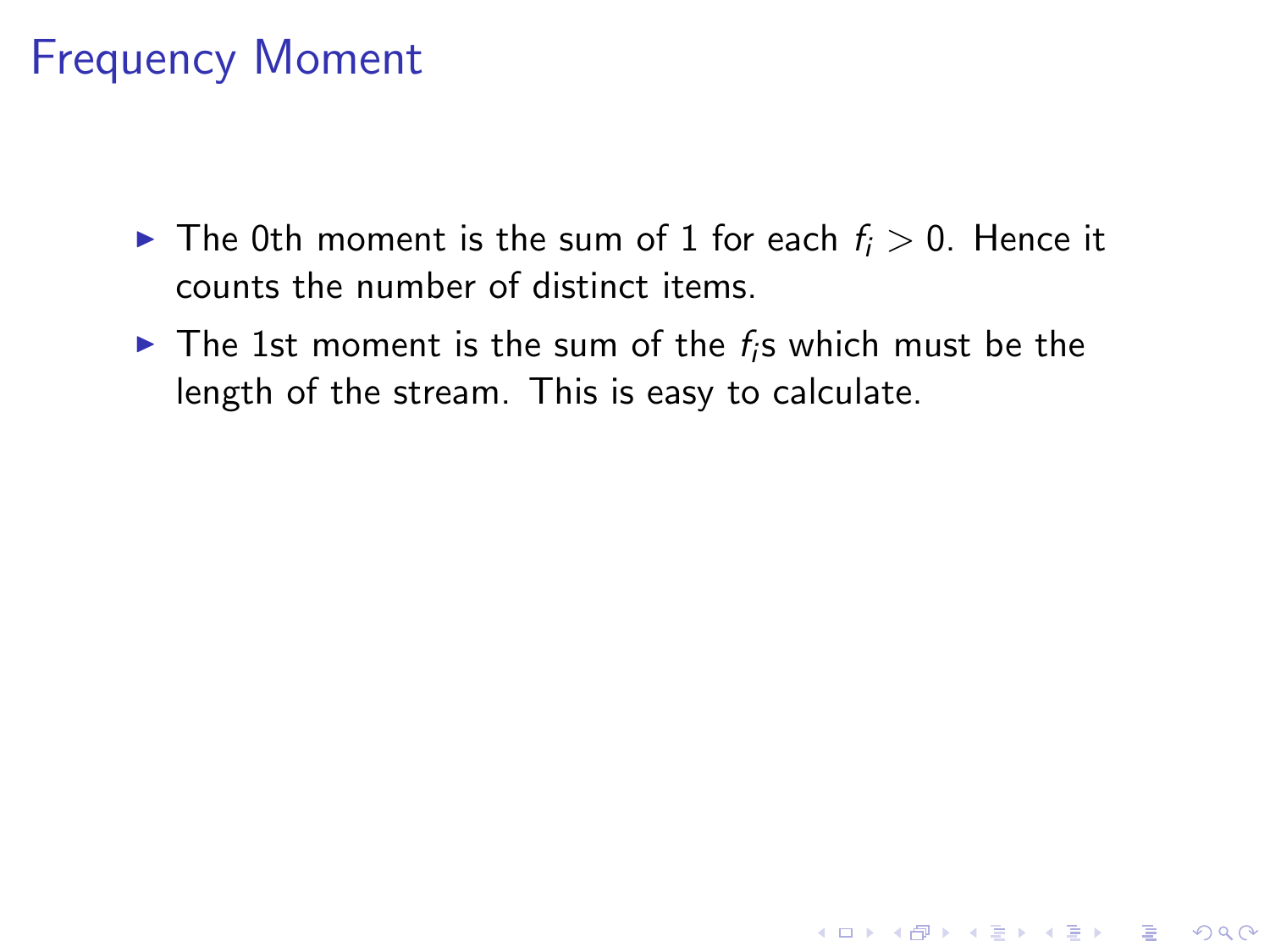# Frequency Moment

- The 0th moment is the sum of 1 for each $f_i > 0$. Hence it counts the number of distinct items.
- The 1st moment is the sum of the $f_i$s which must be the length of the stream. This is easy to calculate.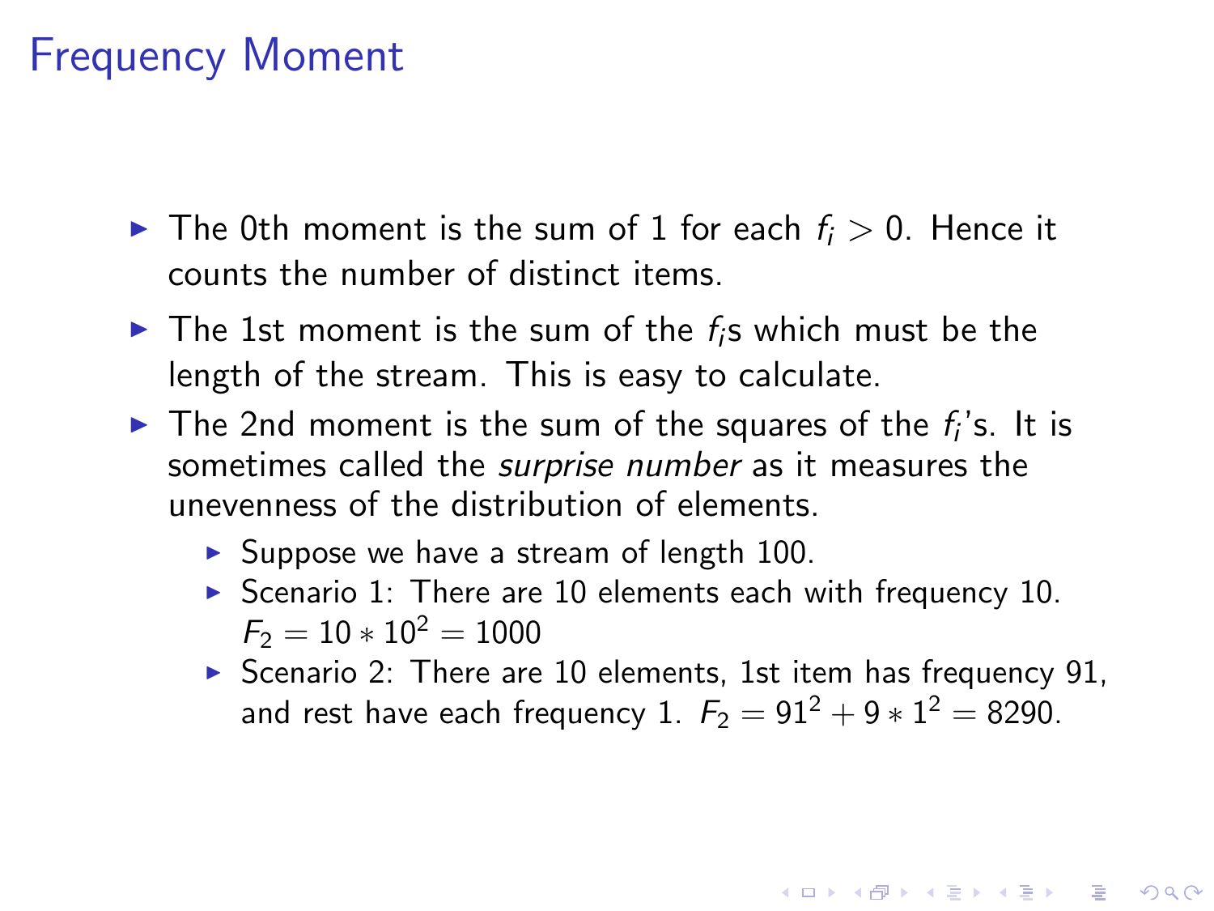# Frequency Moment

- The 0th moment is the sum of 1 for each $f_i > 0$. Hence it counts the number of distinct items.
- The 1st moment is the sum of the $f_i$s which must be the length of the stream. This is easy to calculate.
- The 2nd moment is the sum of the squares of the $f_i$'s. It is sometimes called the *surprise number* as it measures the unevenness of the distribution of elements.
  - Suppose we have a stream of length 100.
  - Scenario 1: There are 10 elements each with frequency 10. $F_2 = 10 * 10^2 = 1000$
  - Scenario 2: There are 10 elements, 1st item has frequency 91, and rest have each frequency 1. $F_2 = 91^2 + 9 * 1^2 = 8290$.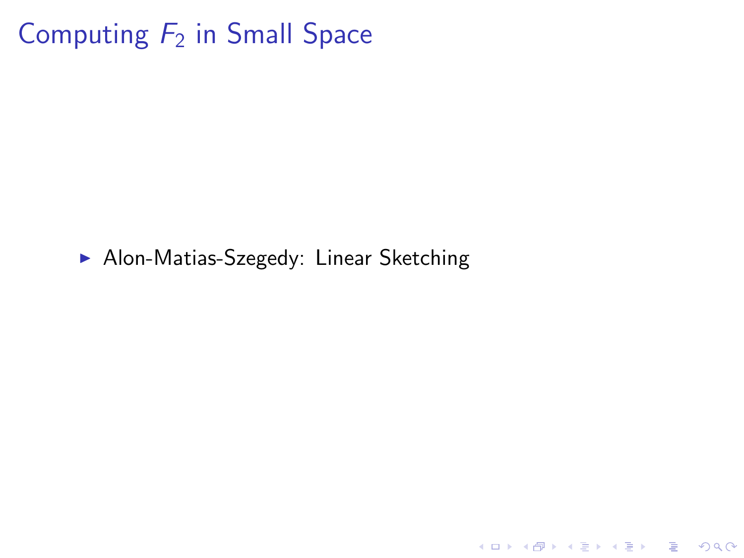# Computing $F_2$ in Small Space

- Alon-Matias-Szegedy: Linear Sketching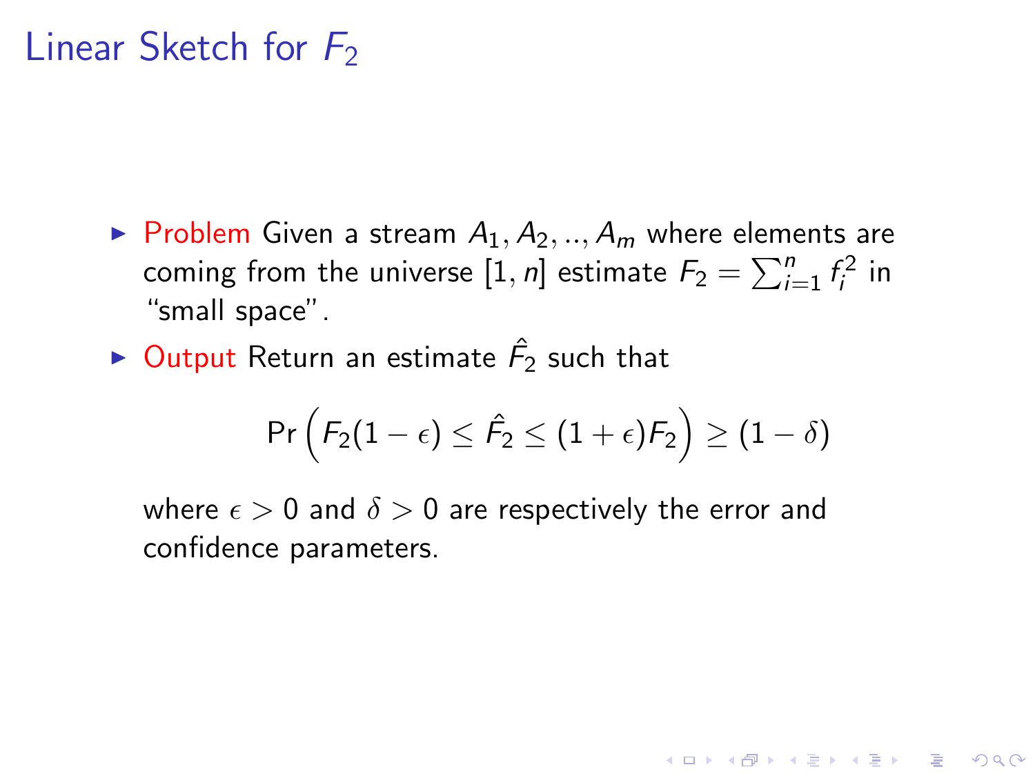# Linear Sketch for $F_2$

- Problem Given a stream $A_1, A_2, .., A_m$ where elements are coming from the universe $[1, n]$ estimate $F_2 = \sum_{i=1}^{n} f_i^2$ in "small space".
- Output Return an estimate $\hat{F}_2$ such that

$$\Pr\left(F_2(1-\epsilon) \leq \hat{F}_2 \leq (1+\epsilon)F_2\right) \geq (1-\delta)$$

  where $\epsilon > 0$ and $\delta > 0$ are respectively the error and confidence parameters.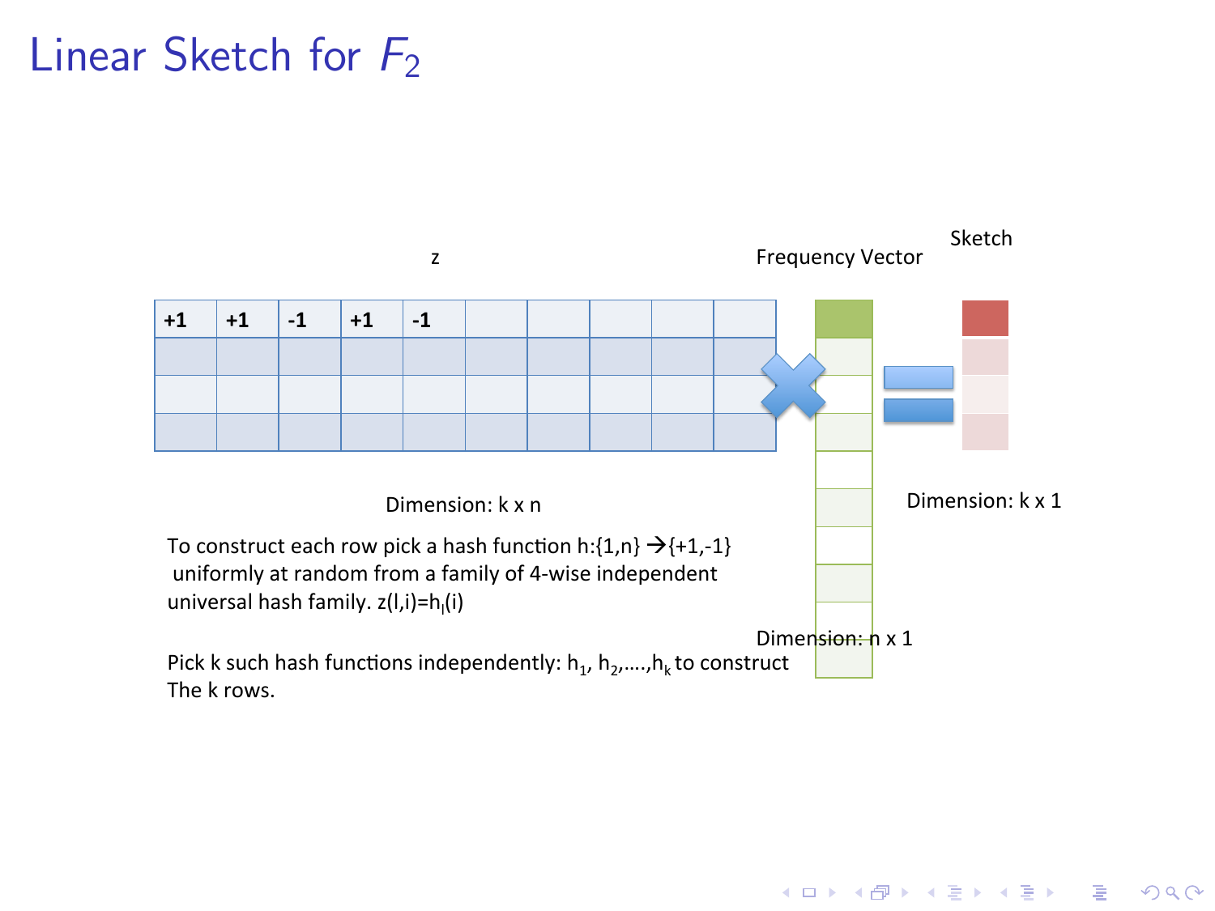# Linear Sketch for $F_2$

z

| +1 | +1 | -1 | +1 | -1 | | | | | |
|---|---|---|---|---|---|---|---|---|---|
| | | | | | | | | | |
| | | | | | | | | | |
| | | | | | | | | | |

Dimension: k x n

Frequency Vector

Dimension: n x 1

Sketch

Dimension: k x 1

To construct each row pick a hash function $h:\{1,n\} \rightarrow \{+1,-1\}$ uniformly at random from a family of 4-wise independent universal hash family. $z(l,i)=h_l(i)$

Pick k such hash functions independently: $h_1, h_2, \ldots, h_k$ to construct The k rows.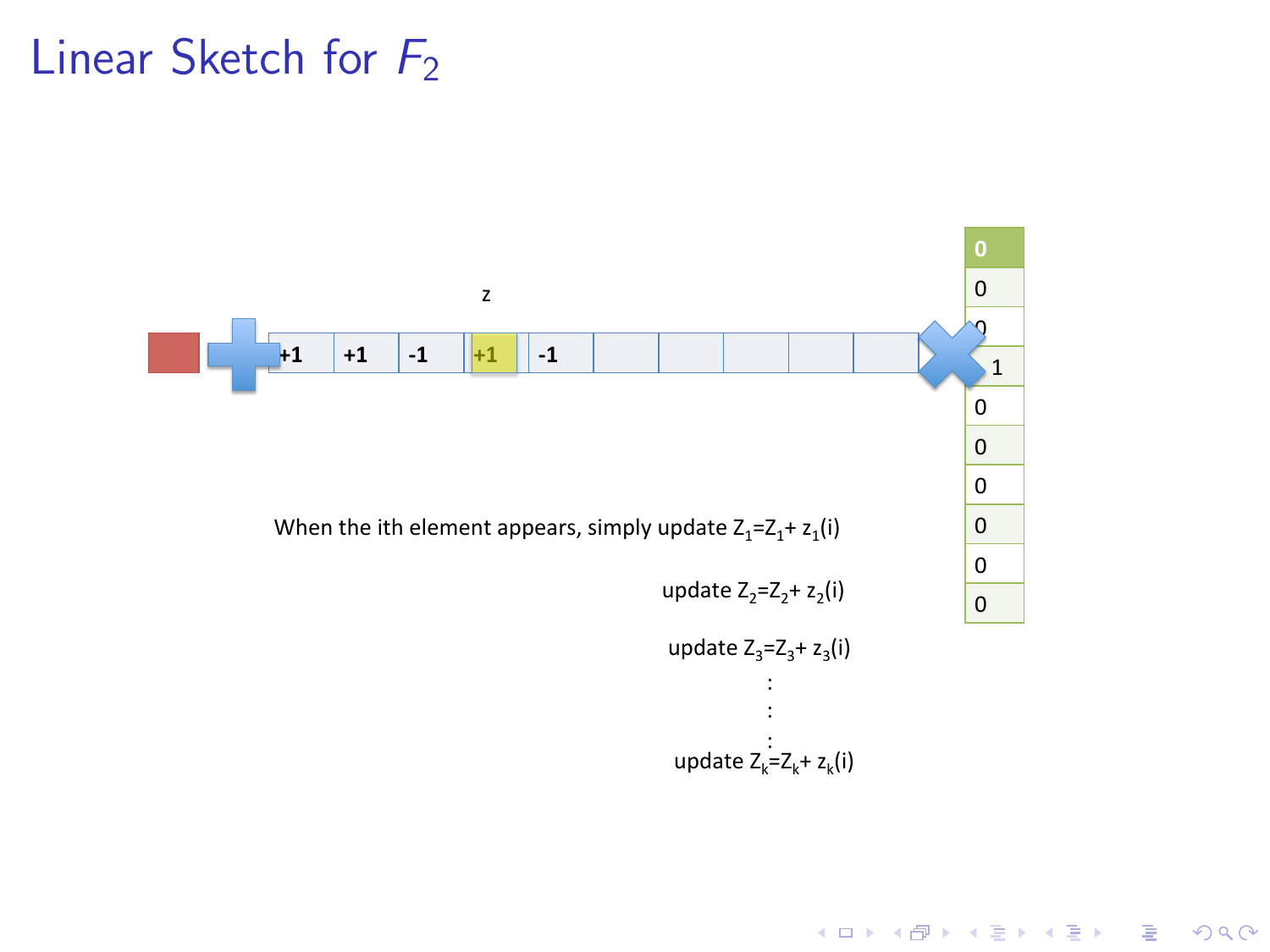# Linear Sketch for $F_2$

z

| +1 | +1 | -1 | +1 | -1 | | | | | |
|---|---|---|---|---|---|---|---|---|---|

| |
|---|
| 0 |
| 0 |
| 0 |
| 1 |
| 0 |
| 0 |
| 0 |
| 0 |
| 0 |
| 0 |

When the ith element appears, simply update $Z_1 = Z_1 + z_1(i)$

update $Z_2 = Z_2 + z_2(i)$

update $Z_3 = Z_3 + z_3(i)$

⋮

update $Z_k = Z_k + z_k(i)$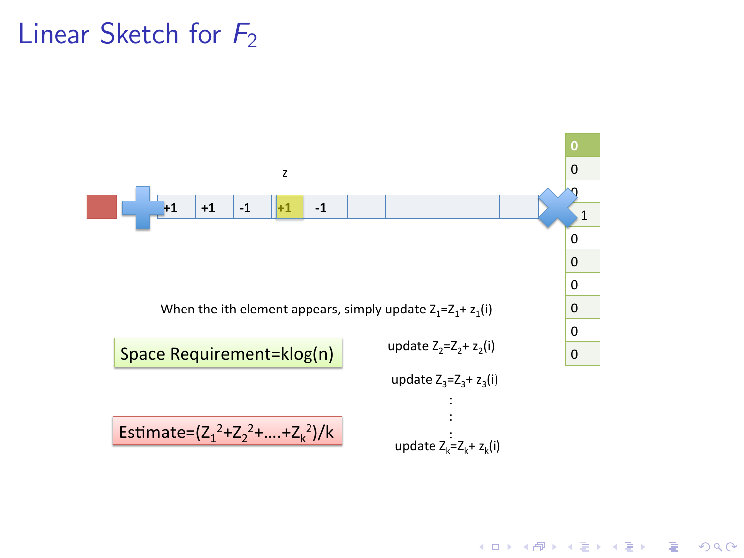# Linear Sketch for $F_2$

z

+1 | +1 | -1 | +1 | -1

0, 0, 0, 1, 0, 0, 0, 0, 0, 0

When the ith element appears, simply update $Z_1 = Z_1 + z_1(i)$

update $Z_2 = Z_2 + z_2(i)$

update $Z_3 = Z_3 + z_3(i)$

⋮

update $Z_k = Z_k + z_k(i)$

Space Requirement=klog(n)

Estimate=$(Z_1^2 + Z_2^2 + \ldots + Z_k^2)/k$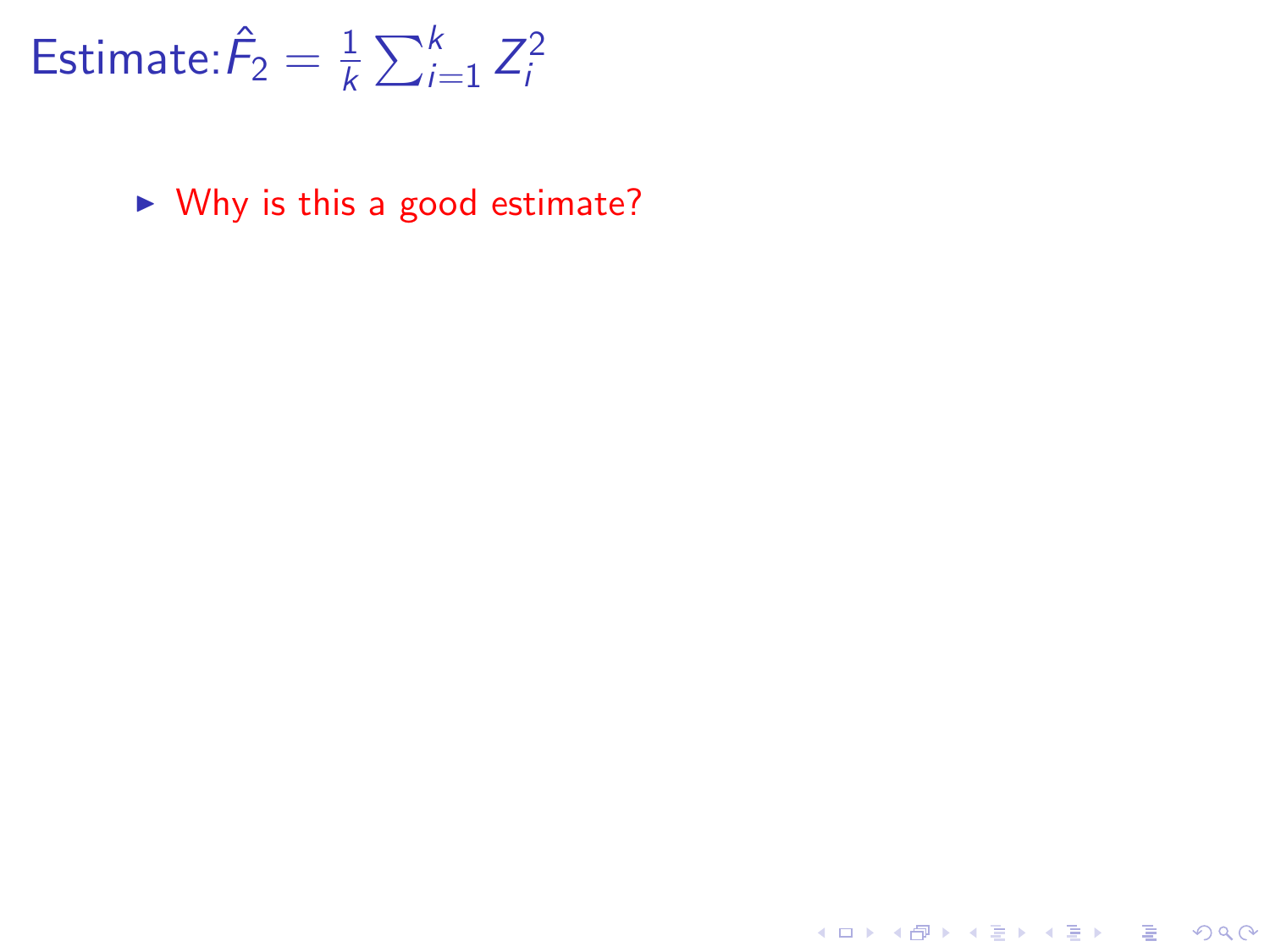# Estimate: $\hat{F}_2 = \frac{1}{k} \sum_{i=1}^{k} Z_i^2$

- Why is this a good estimate?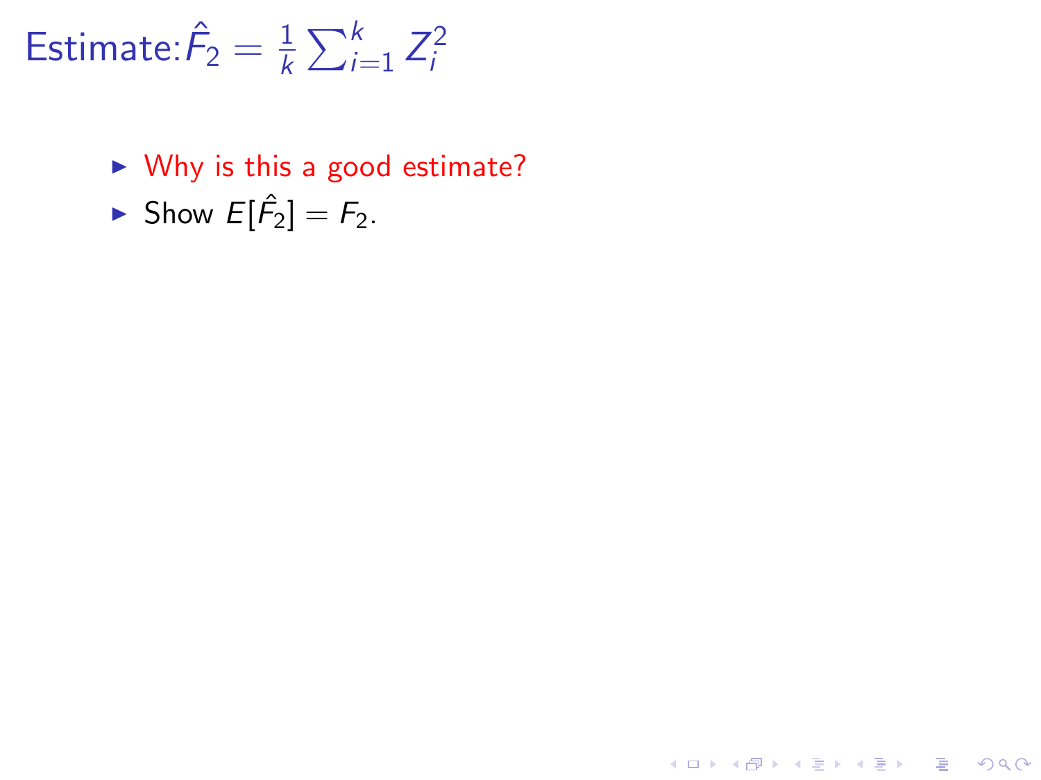# Estimate: $\hat{F}_2 = \frac{1}{k}\sum_{i=1}^{k} Z_i^2$

- Why is this a good estimate?
- Show $E[\hat{F}_2] = F_2$.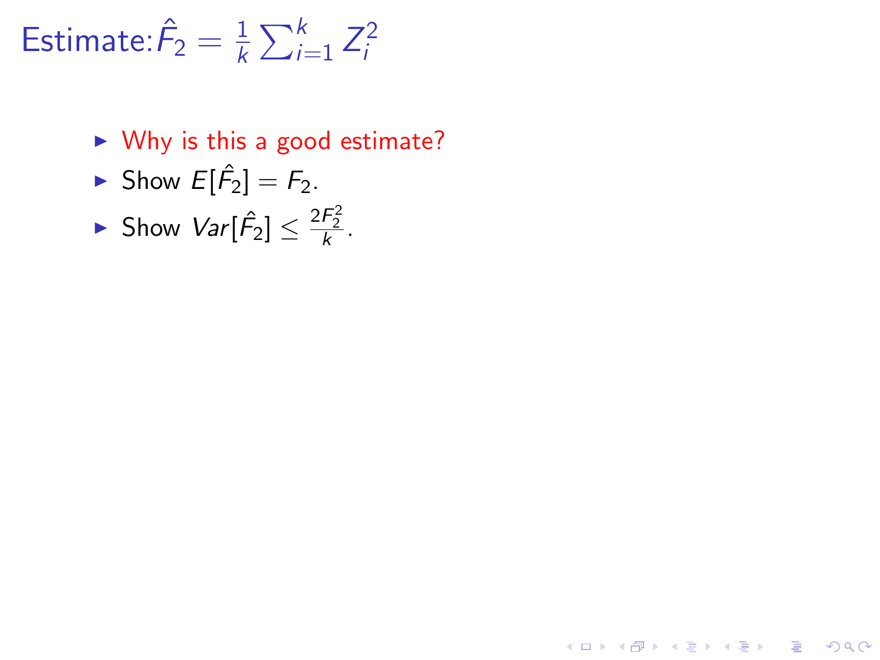# Estimate: $\hat{F}_2 = \frac{1}{k}\sum_{i=1}^{k} Z_i^2$

- Why is this a good estimate?
- Show $E[\hat{F}_2] = F_2$.
- Show $Var[\hat{F}_2] \leq \frac{2F_2^2}{k}$.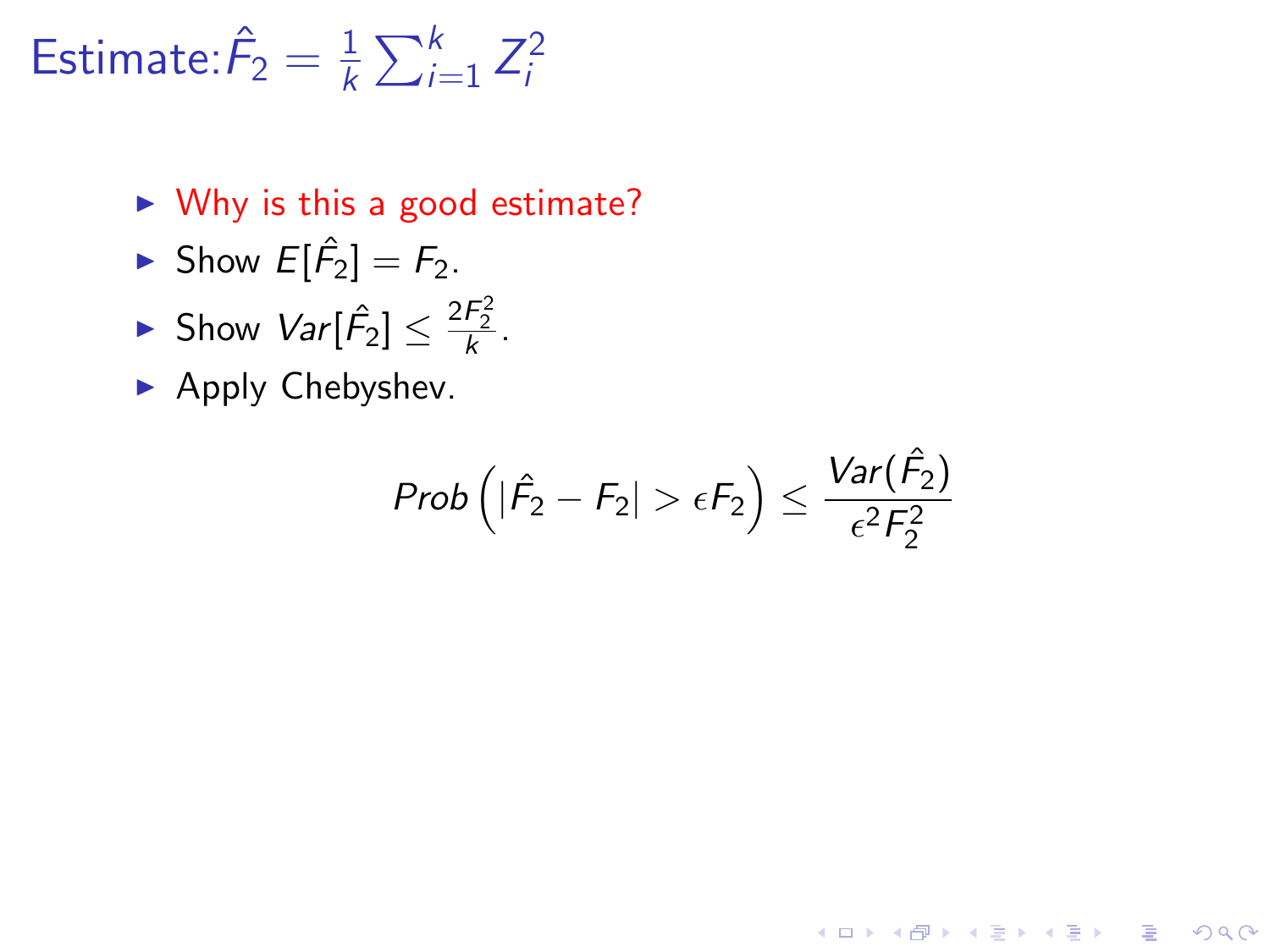# Estimate: $\hat{F}_2 = \frac{1}{k}\sum_{i=1}^{k} Z_i^2$

- Why is this a good estimate?
- Show $E[\hat{F}_2] = F_2$.
- Show $Var[\hat{F}_2] \leq \frac{2F_2^2}{k}$.
- Apply Chebyshev.

$$Prob\left(|\hat{F}_2 - F_2| > \epsilon F_2\right) \leq \frac{Var(\hat{F}_2)}{\epsilon^2 F_2^2}$$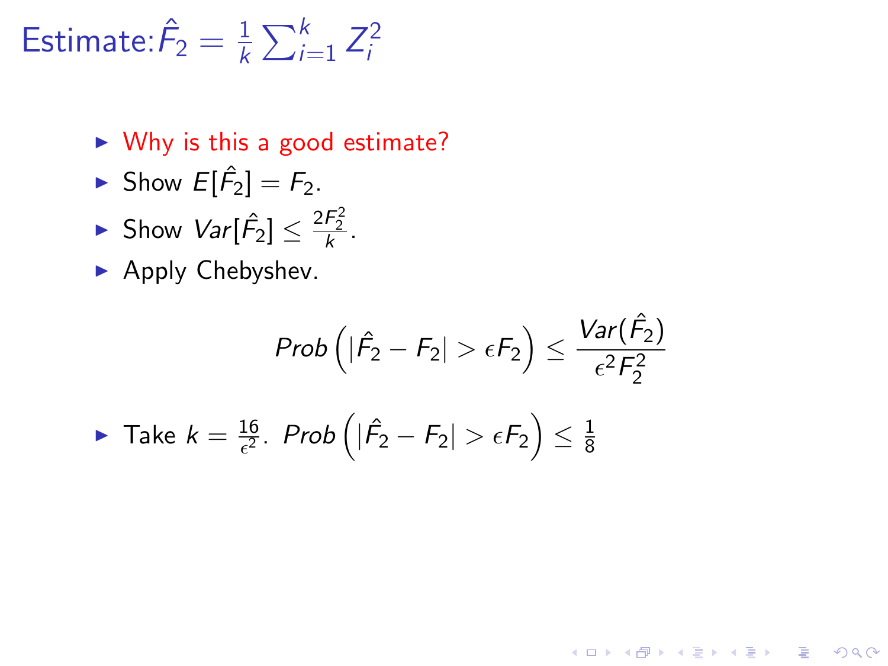# Estimate: $\hat{F}_2 = \frac{1}{k}\sum_{i=1}^{k} Z_i^2$

- Why is this a good estimate?
- Show $E[\hat{F}_2] = F_2$.
- Show $Var[\hat{F}_2] \leq \frac{2F_2^2}{k}$.
- Apply Chebyshev.

$$Prob\left(|\hat{F}_2 - F_2| > \epsilon F_2\right) \leq \frac{Var(\hat{F}_2)}{\epsilon^2 F_2^2}$$

- Take $k = \frac{16}{\epsilon^2}$. $Prob\left(|\hat{F}_2 - F_2| > \epsilon F_2\right) \leq \frac{1}{8}$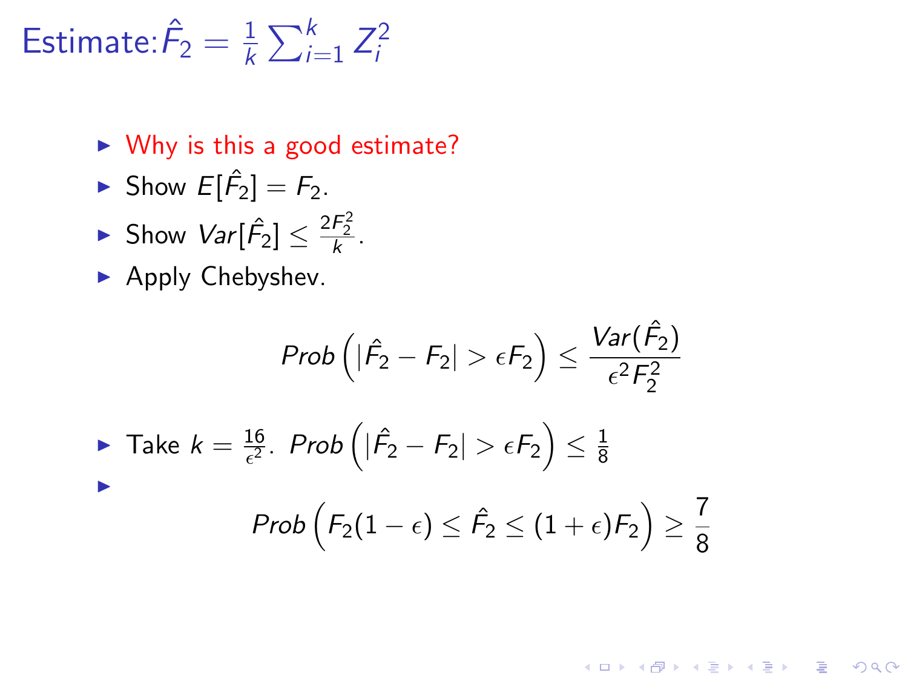# Estimate: $\hat{F}_2 = \frac{1}{k}\sum_{i=1}^{k} Z_i^2$

- Why is this a good estimate?
- Show $E[\hat{F}_2] = F_2$.
- Show $Var[\hat{F}_2] \leq \frac{2F_2^2}{k}$.
- Apply Chebyshev.

$$Prob\left(|\hat{F}_2 - F_2| > \epsilon F_2\right) \leq \frac{Var(\hat{F}_2)}{\epsilon^2 F_2^2}$$

- Take $k = \frac{16}{\epsilon^2}$. $Prob\left(|\hat{F}_2 - F_2| > \epsilon F_2\right) \leq \frac{1}{8}$
- $$Prob\left(F_2(1-\epsilon) \leq \hat{F}_2 \leq (1+\epsilon)F_2\right) \geq \frac{7}{8}$$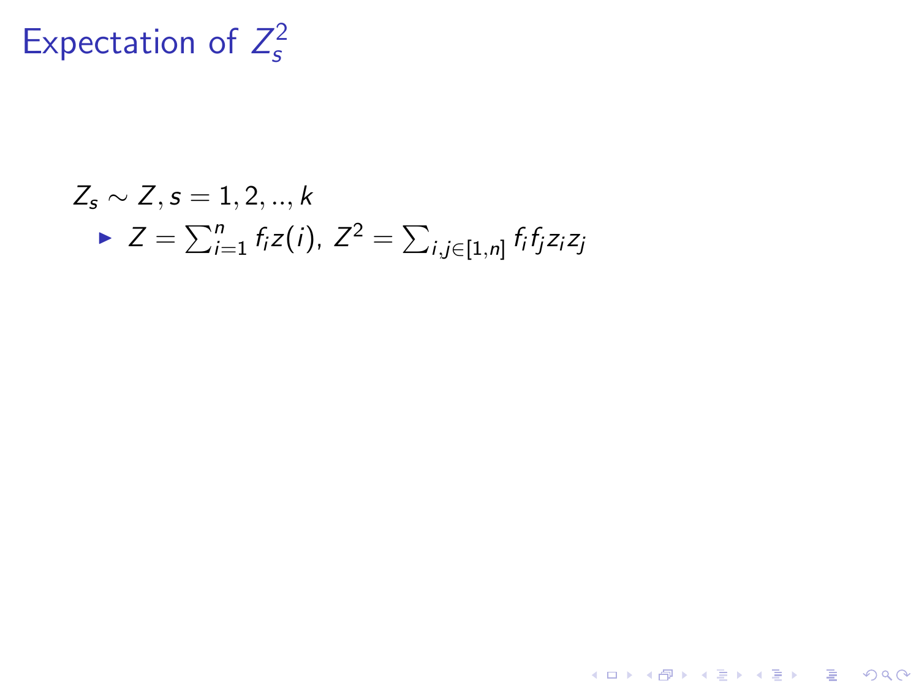# Expectation of $Z_s^2$

$Z_s \sim Z, s = 1, 2, .., k$

- $Z = \sum_{i=1}^{n} f_i z(i),\ Z^2 = \sum_{i,j \in [1,n]} f_i f_j z_i z_j$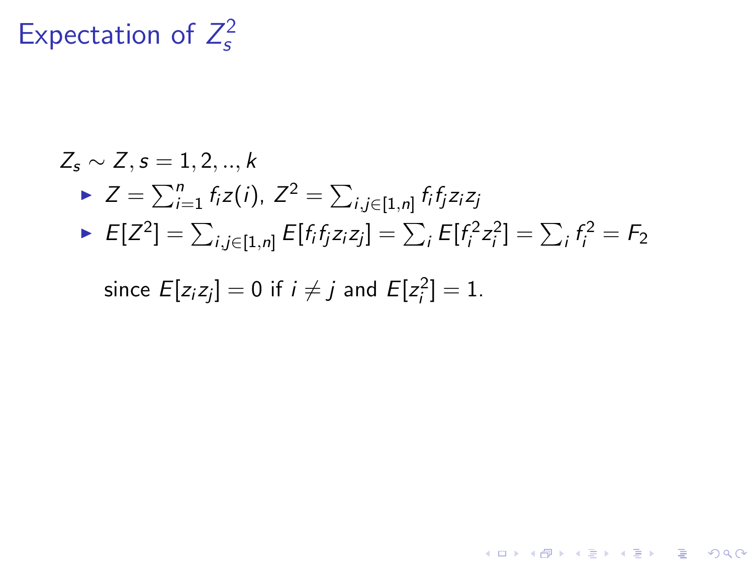# Expectation of $Z_s^2$

$Z_s \sim Z, s = 1, 2, .., k$

- $Z = \sum_{i=1}^{n} f_i z(i)$, $Z^2 = \sum_{i,j \in [1,n]} f_i f_j z_i z_j$
- $E[Z^2] = \sum_{i,j \in [1,n]} E[f_i f_j z_i z_j] = \sum_i E[f_i^2 z_i^2] = \sum_i f_i^2 = F_2$

  since $E[z_i z_j] = 0$ if $i \neq j$ and $E[z_i^2] = 1$.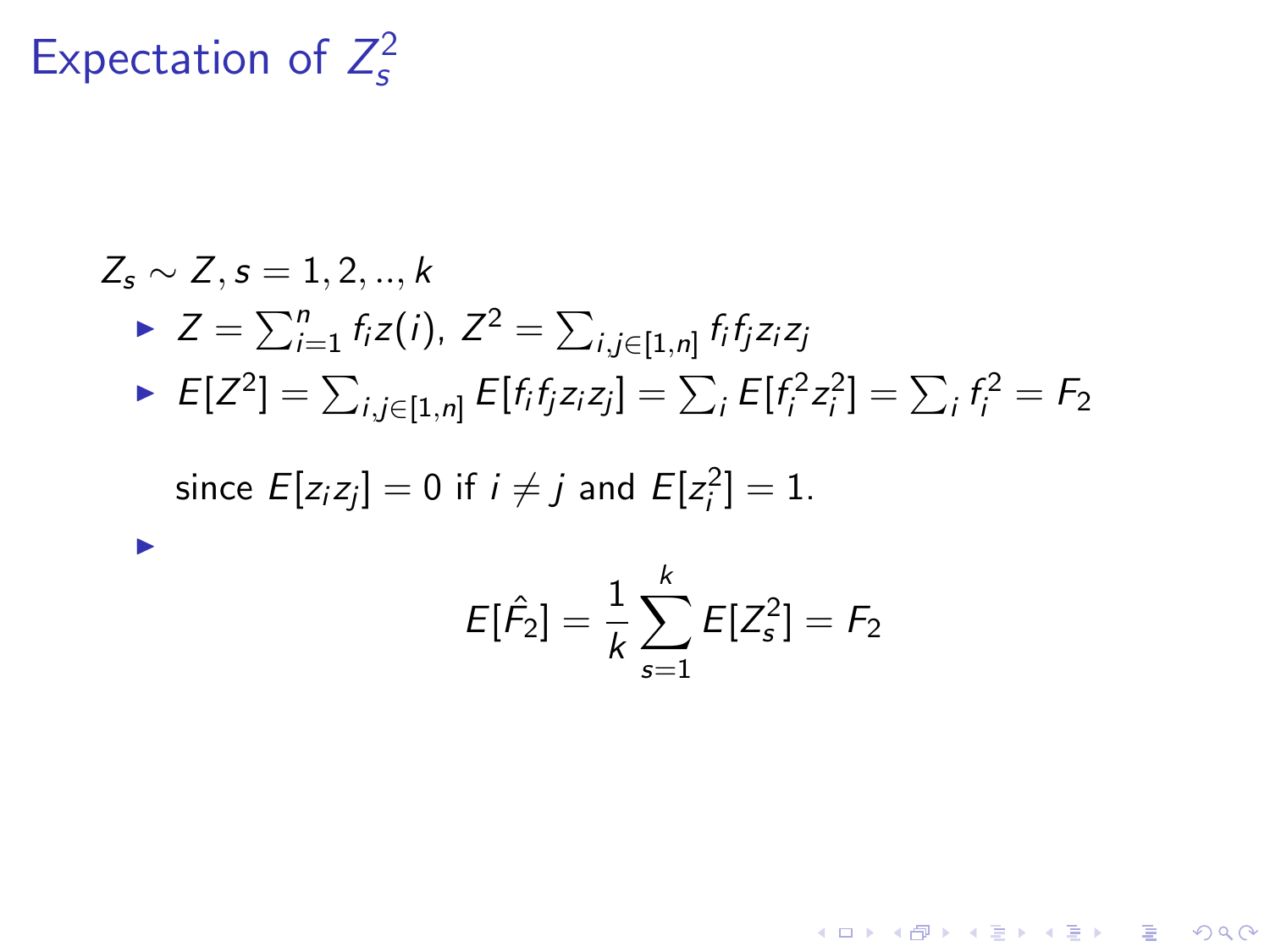# Expectation of $Z_s^2$

$Z_s \sim Z, s = 1, 2, .., k$

- $Z = \sum_{i=1}^{n} f_i z(i)$, $Z^2 = \sum_{i,j \in [1,n]} f_i f_j z_i z_j$
- $E[Z^2] = \sum_{i,j \in [1,n]} E[f_i f_j z_i z_j] = \sum_i E[f_i^2 z_i^2] = \sum_i f_i^2 = F_2$

  since $E[z_i z_j] = 0$ if $i \neq j$ and $E[z_i^2] = 1$.

- $$E[\hat{F}_2] = \frac{1}{k} \sum_{s=1}^{k} E[Z_s^2] = F_2$$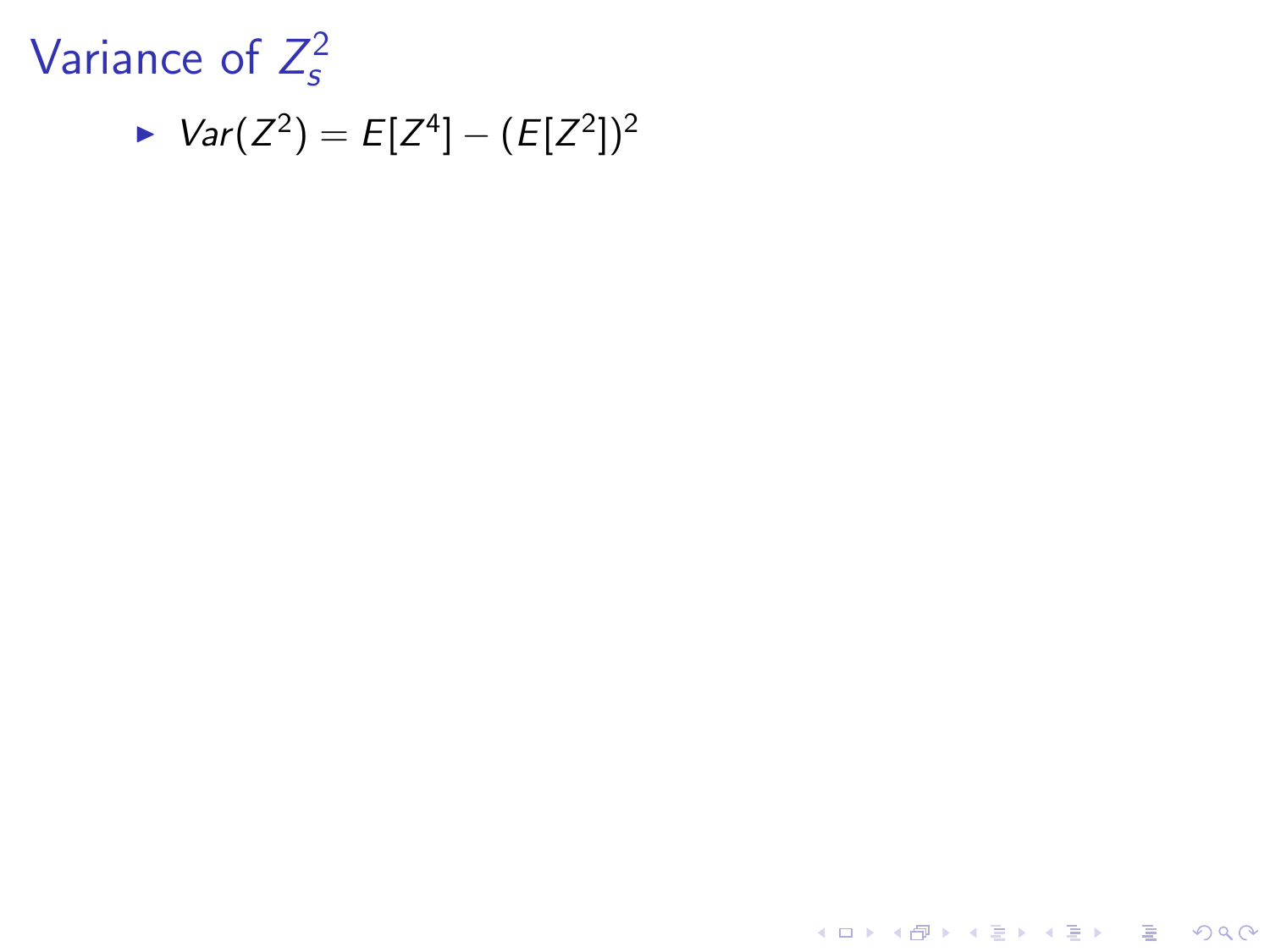# Variance of $Z_s^2$

- $Var(Z^2) = E[Z^4] - (E[Z^2])^2$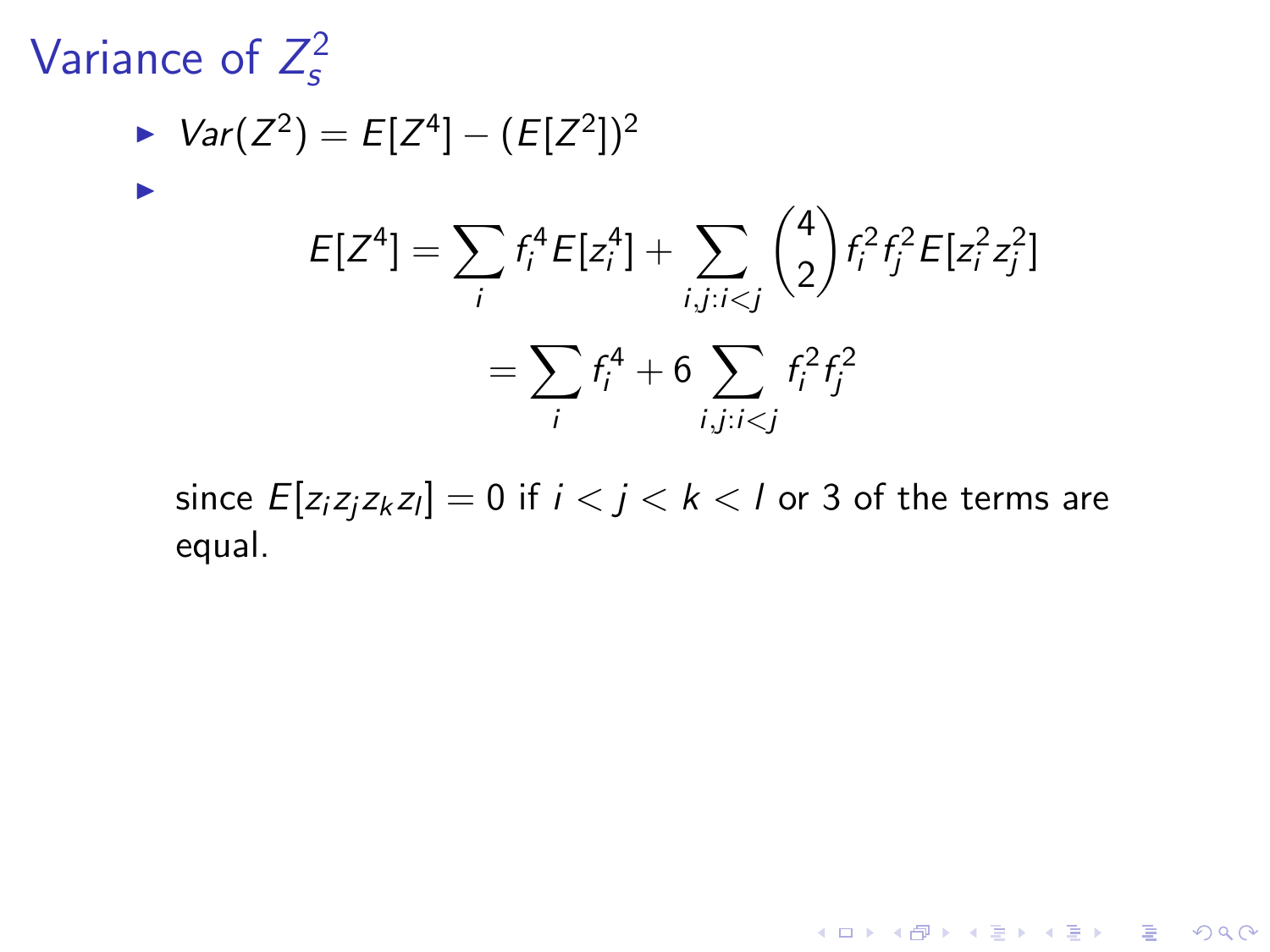# Variance of $Z_s^2$

- $Var(Z^2) = E[Z^4] - (E[Z^2])^2$
- 

$$E[Z^4] = \sum_i f_i^4 E[z_i^4] + \sum_{i,j:i<j} \binom{4}{2} f_i^2 f_j^2 E[z_i^2 z_j^2]$$

$$= \sum_i f_i^4 + 6 \sum_{i,j:i<j} f_i^2 f_j^2$$

since $E[z_i z_j z_k z_l] = 0$ if $i < j < k < l$ or 3 of the terms are equal.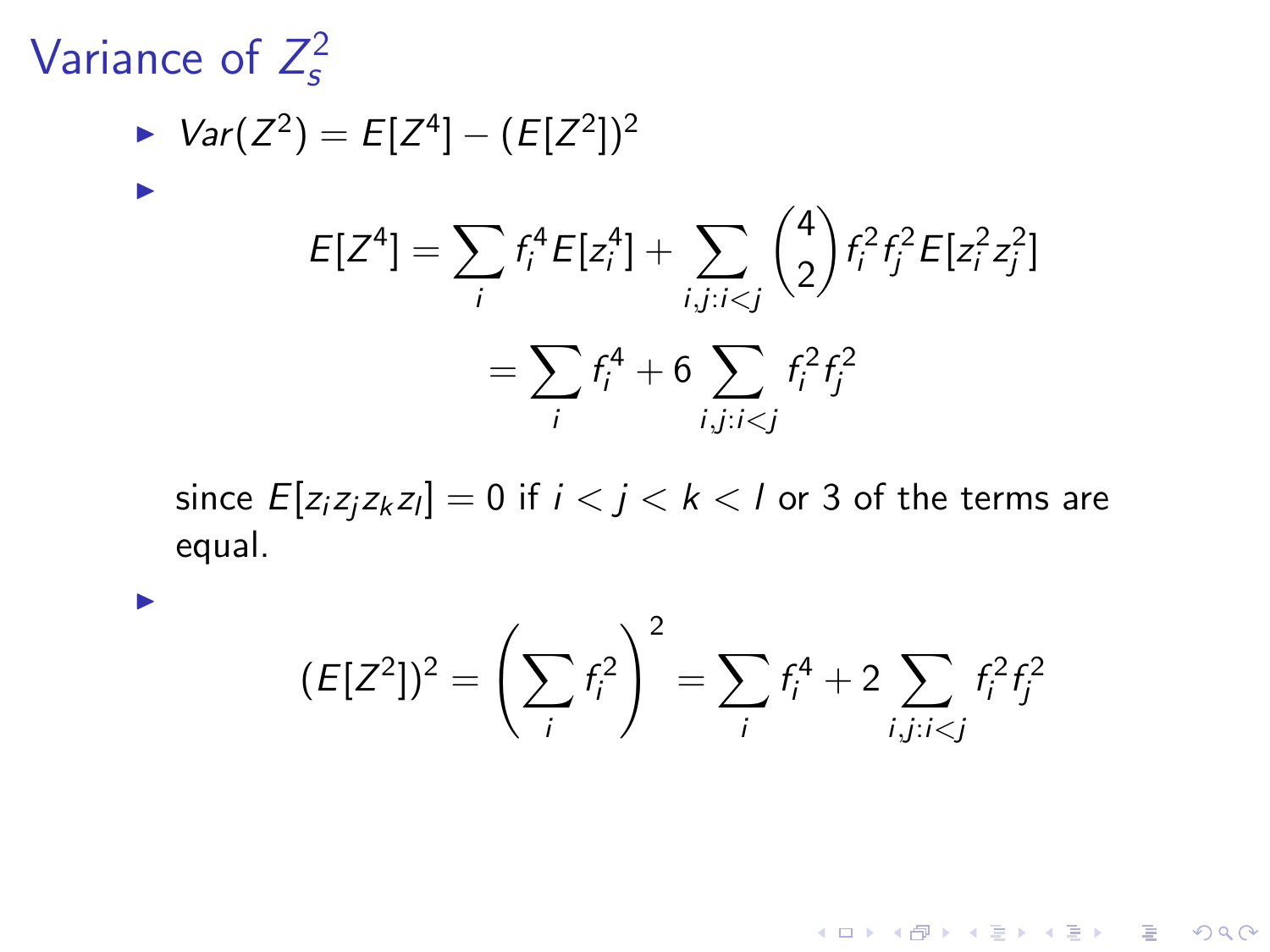# Variance of $Z_s^2$

- $Var(Z^2) = E[Z^4] - (E[Z^2])^2$
-
$$E[Z^4] = \sum_i f_i^4 E[z_i^4] + \sum_{i,j:i<j} \binom{4}{2} f_i^2 f_j^2 E[z_i^2 z_j^2]$$
$$= \sum_i f_i^4 + 6 \sum_{i,j:i<j} f_i^2 f_j^2$$

  since $E[z_i z_j z_k z_l] = 0$ if $i < j < k < l$ or 3 of the terms are equal.

-
$$(E[Z^2])^2 = \left( \sum_i f_i^2 \right)^2 = \sum_i f_i^4 + 2 \sum_{i,j:i<j} f_i^2 f_j^2$$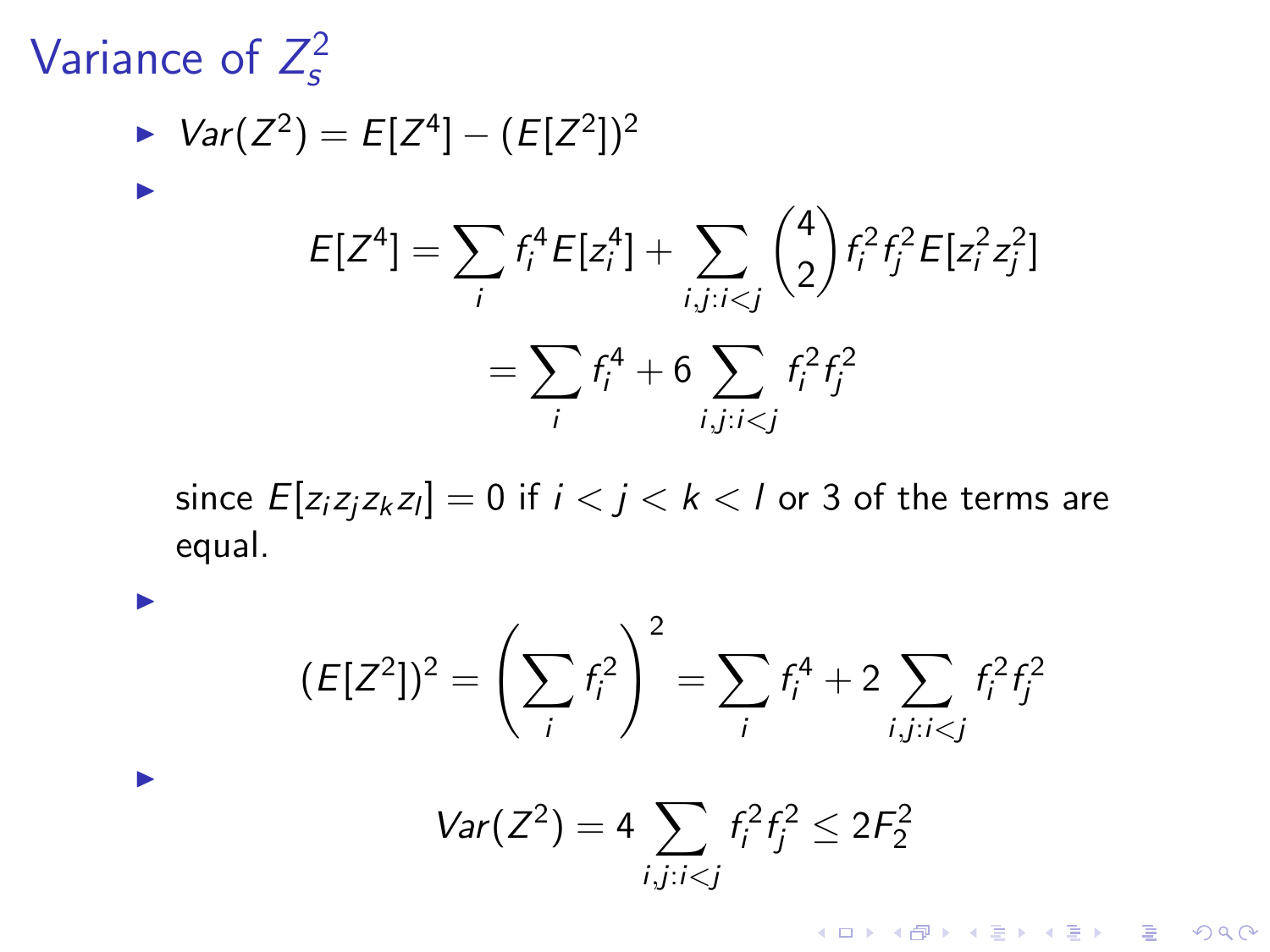# Variance of $Z_s^2$

- $Var(Z^2) = E[Z^4] - (E[Z^2])^2$

- $$E[Z^4] = \sum_i f_i^4 E[z_i^4] + \sum_{i,j:i<j} \binom{4}{2} f_i^2 f_j^2 E[z_i^2 z_j^2]$$
  $$= \sum_i f_i^4 + 6 \sum_{i,j:i<j} f_i^2 f_j^2$$

  since $E[z_i z_j z_k z_l] = 0$ if $i < j < k < l$ or 3 of the terms are equal.

- $$(E[Z^2])^2 = \left(\sum_i f_i^2\right)^2 = \sum_i f_i^4 + 2 \sum_{i,j:i<j} f_i^2 f_j^2$$

- $$Var(Z^2) = 4 \sum_{i,j:i<j} f_i^2 f_j^2 \leq 2F_2^2$$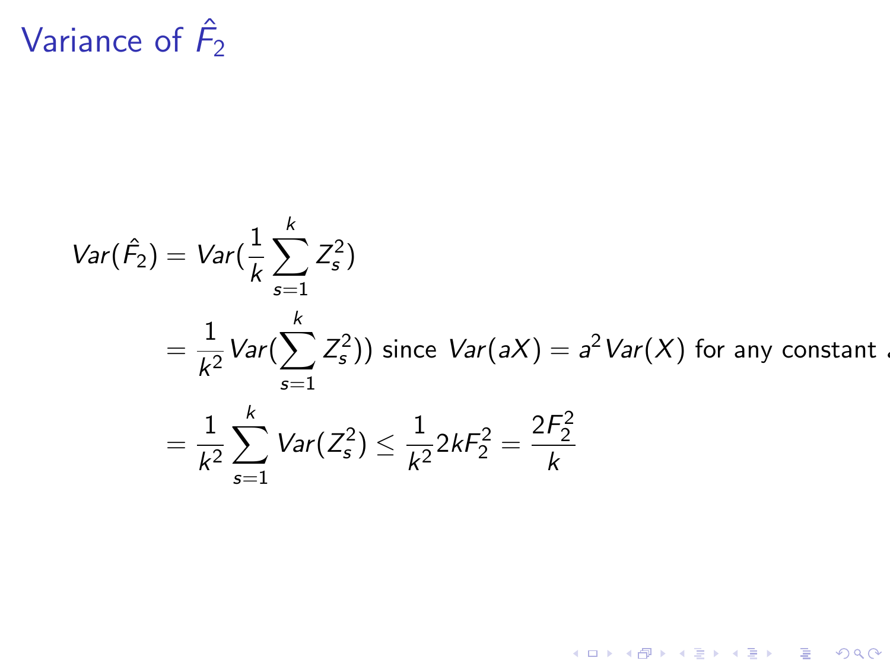# Variance of $\hat{F}_2$

$$
\begin{aligned}
Var(\hat{F}_2) &= Var(\frac{1}{k}\sum_{s=1}^{k} Z_s^2) \\
&= \frac{1}{k^2} Var(\sum_{s=1}^{k} Z_s^2)) \text{ since } Var(aX) = a^2 Var(X) \text{ for any constant } \\
&= \frac{1}{k^2}\sum_{s=1}^{k} Var(Z_s^2) \leq \frac{1}{k^2} 2kF_2^2 = \frac{2F_2^2}{k}
\end{aligned}
$$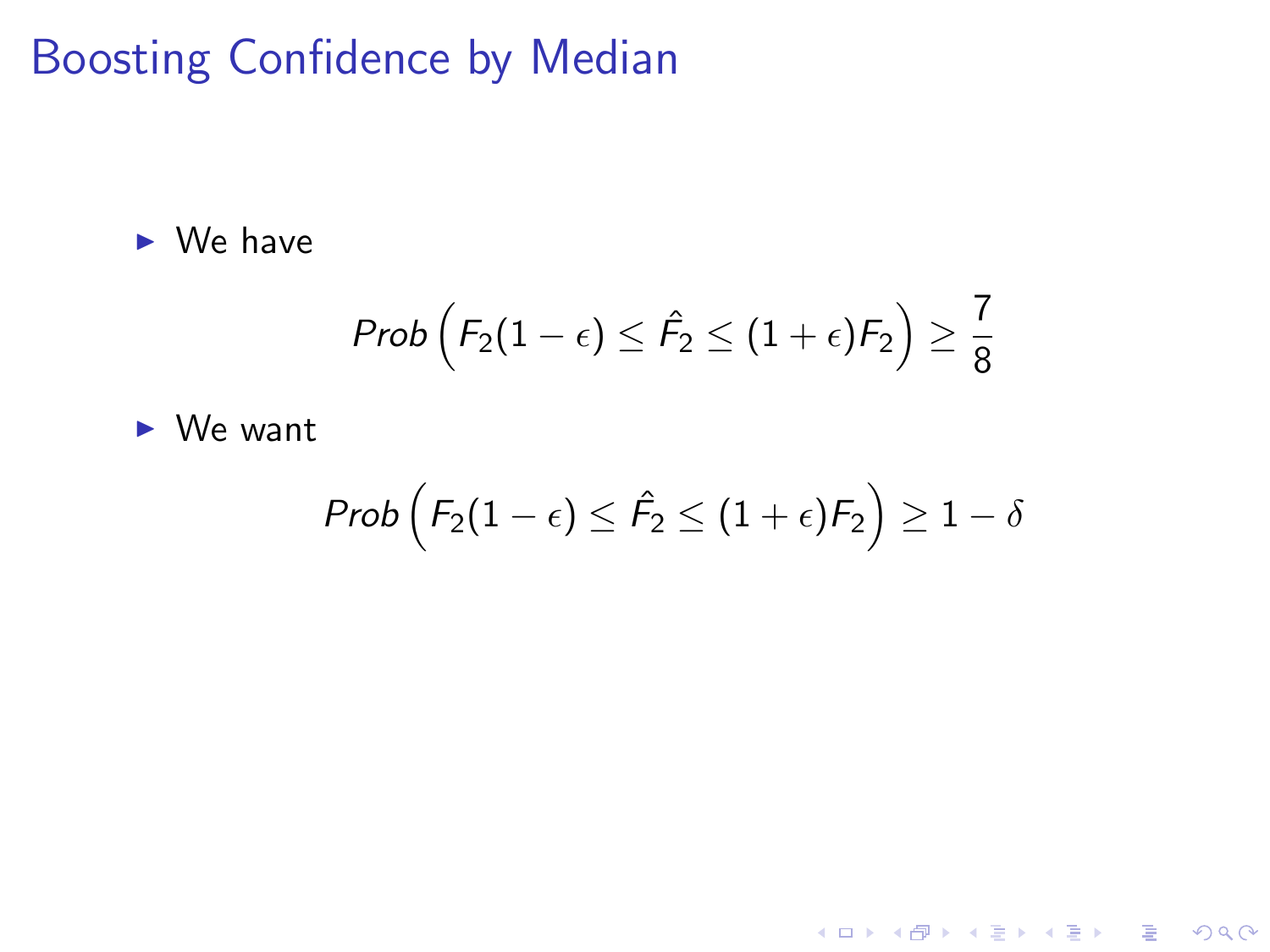# Boosting Confidence by Median

- We have

$$Prob\left(F_2(1-\epsilon) \leq \hat{F_2} \leq (1+\epsilon)F_2\right) \geq \frac{7}{8}$$

- We want

$$Prob\left(F_2(1-\epsilon) \leq \hat{F_2} \leq (1+\epsilon)F_2\right) \geq 1-\delta$$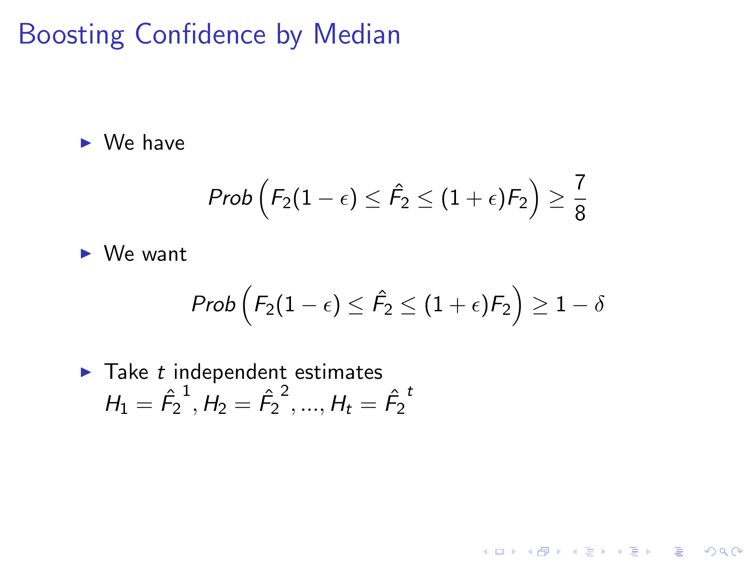# Boosting Confidence by Median

- We have

$$Prob\left(F_2(1-\epsilon) \leq \hat{F_2} \leq (1+\epsilon)F_2\right) \geq \frac{7}{8}$$

- We want

$$Prob\left(F_2(1-\epsilon) \leq \hat{F_2} \leq (1+\epsilon)F_2\right) \geq 1-\delta$$

- Take $t$ independent estimates $H_1 = \hat{F_2}^1, H_2 = \hat{F_2}^2, ..., H_t = \hat{F_2}^t$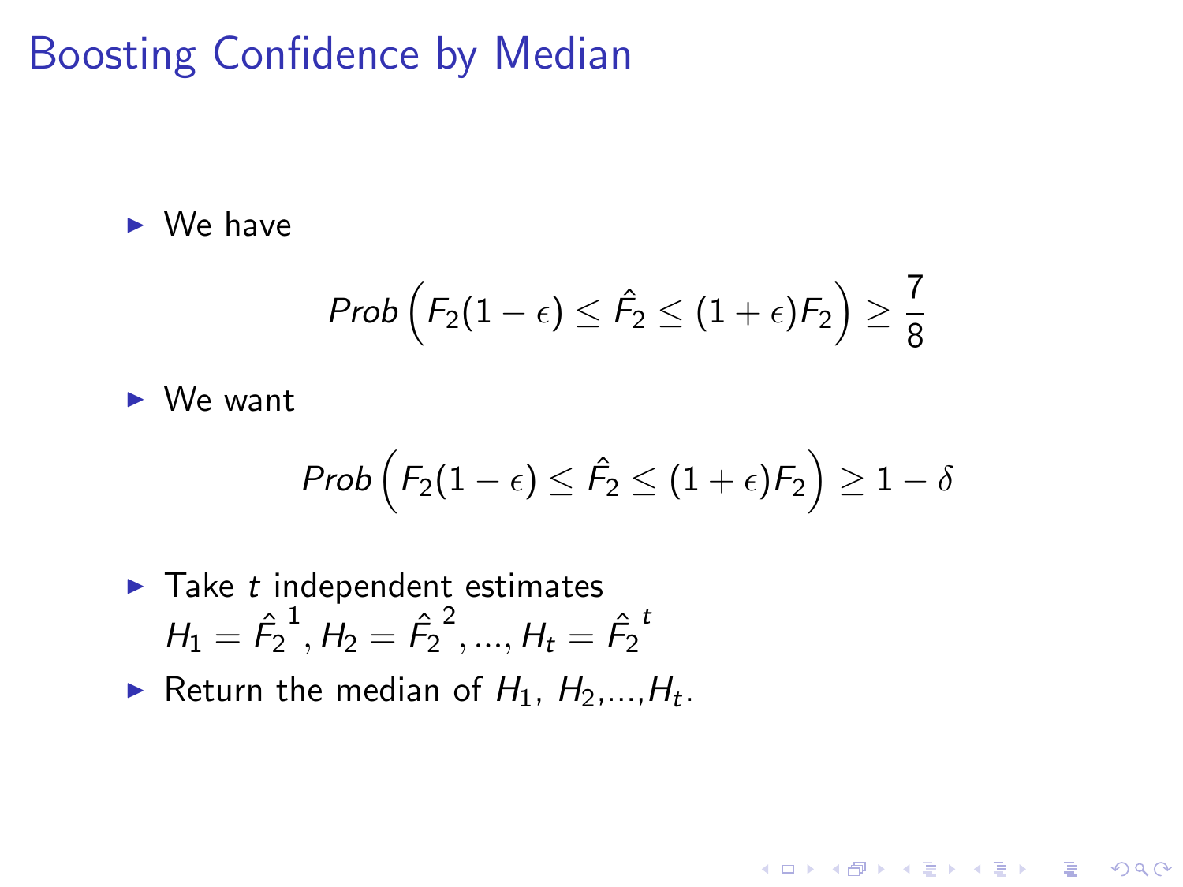# Boosting Confidence by Median

- We have

$$Prob\left(F_2(1-\epsilon) \leq \hat{F_2} \leq (1+\epsilon)F_2\right) \geq \frac{7}{8}$$

- We want

$$Prob\left(F_2(1-\epsilon) \leq \hat{F_2} \leq (1+\epsilon)F_2\right) \geq 1-\delta$$

- Take $t$ independent estimates $H_1 = \hat{F_2}^1, H_2 = \hat{F_2}^2, ..., H_t = \hat{F_2}^t$
- Return the median of $H_1$, $H_2$,...,$H_t$.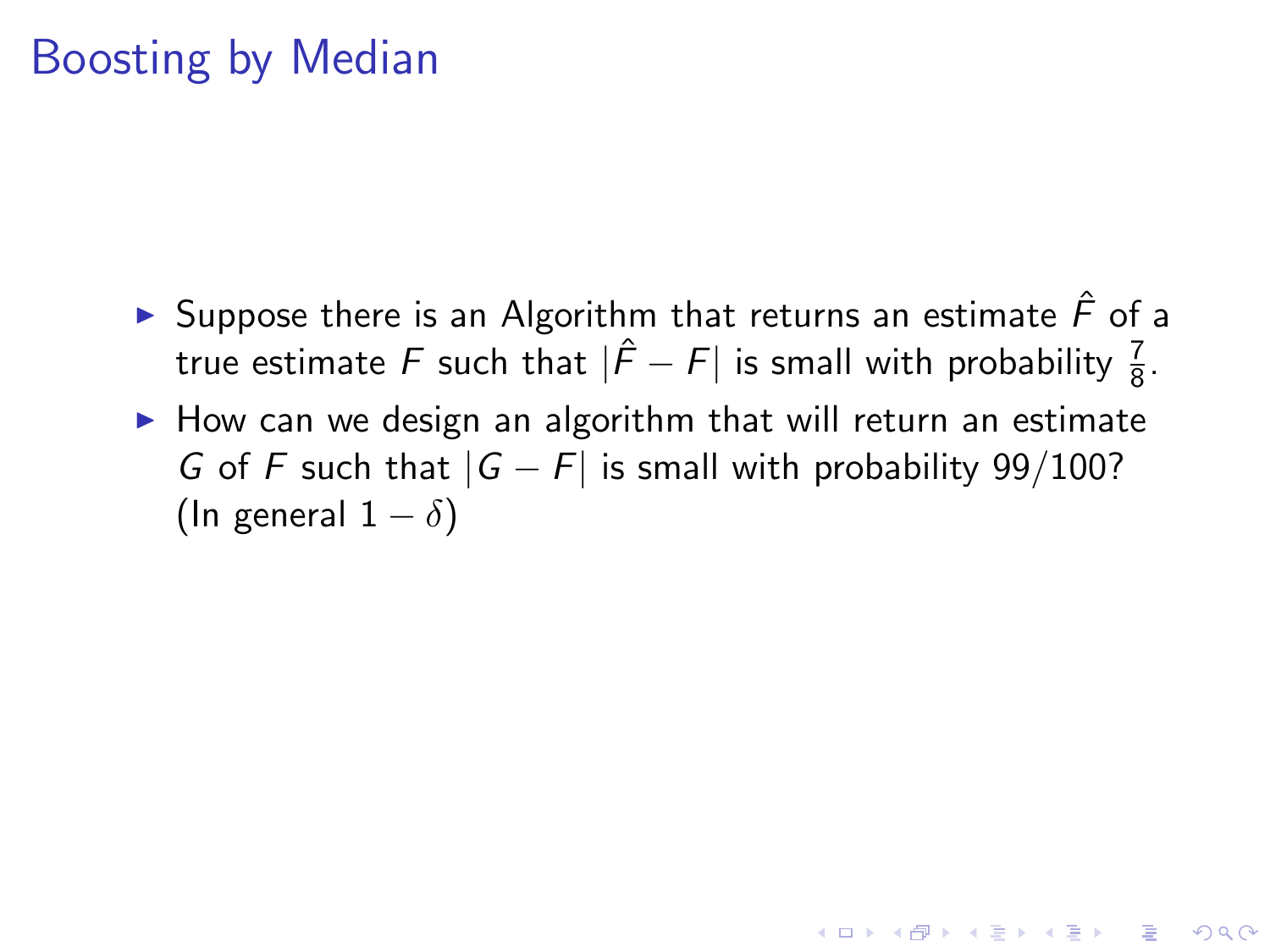# Boosting by Median

- Suppose there is an Algorithm that returns an estimate $\hat{F}$ of a true estimate $F$ such that $|\hat{F} - F|$ is small with probability $\frac{7}{8}$.
- How can we design an algorithm that will return an estimate $G$ of $F$ such that $|G - F|$ is small with probability 99/100? (In general $1 - \delta$)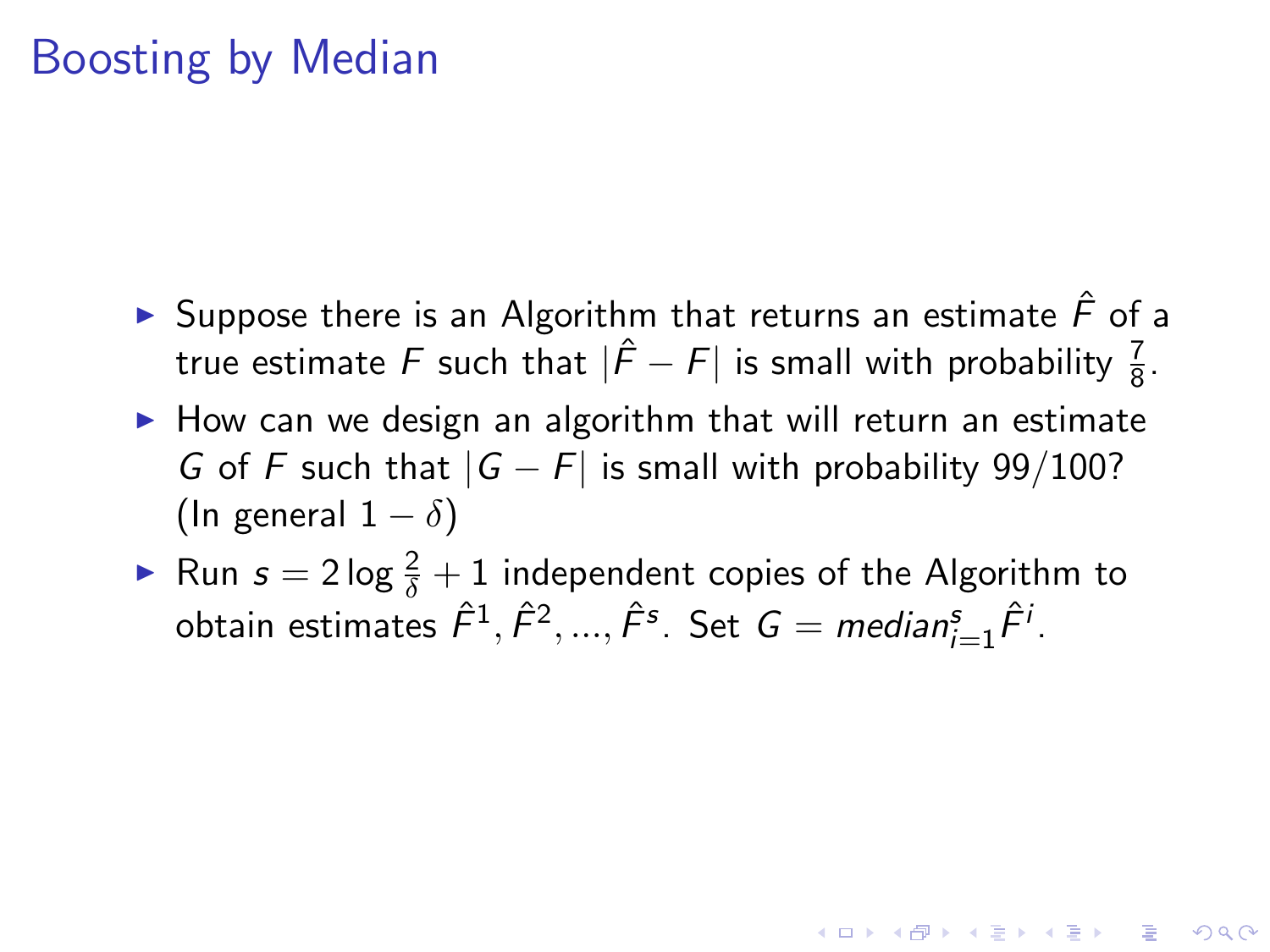# Boosting by Median

- Suppose there is an Algorithm that returns an estimate $\hat{F}$ of a true estimate $F$ such that $|\hat{F} - F|$ is small with probability $\frac{7}{8}$.
- How can we design an algorithm that will return an estimate $G$ of $F$ such that $|G - F|$ is small with probability 99/100? (In general $1 - \delta$)
- Run $s = 2 \log \frac{2}{\delta} + 1$ independent copies of the Algorithm to obtain estimates $\hat{F}^1, \hat{F}^2, ..., \hat{F}^s$. Set $G = median_{i=1}^{s} \hat{F}^i$.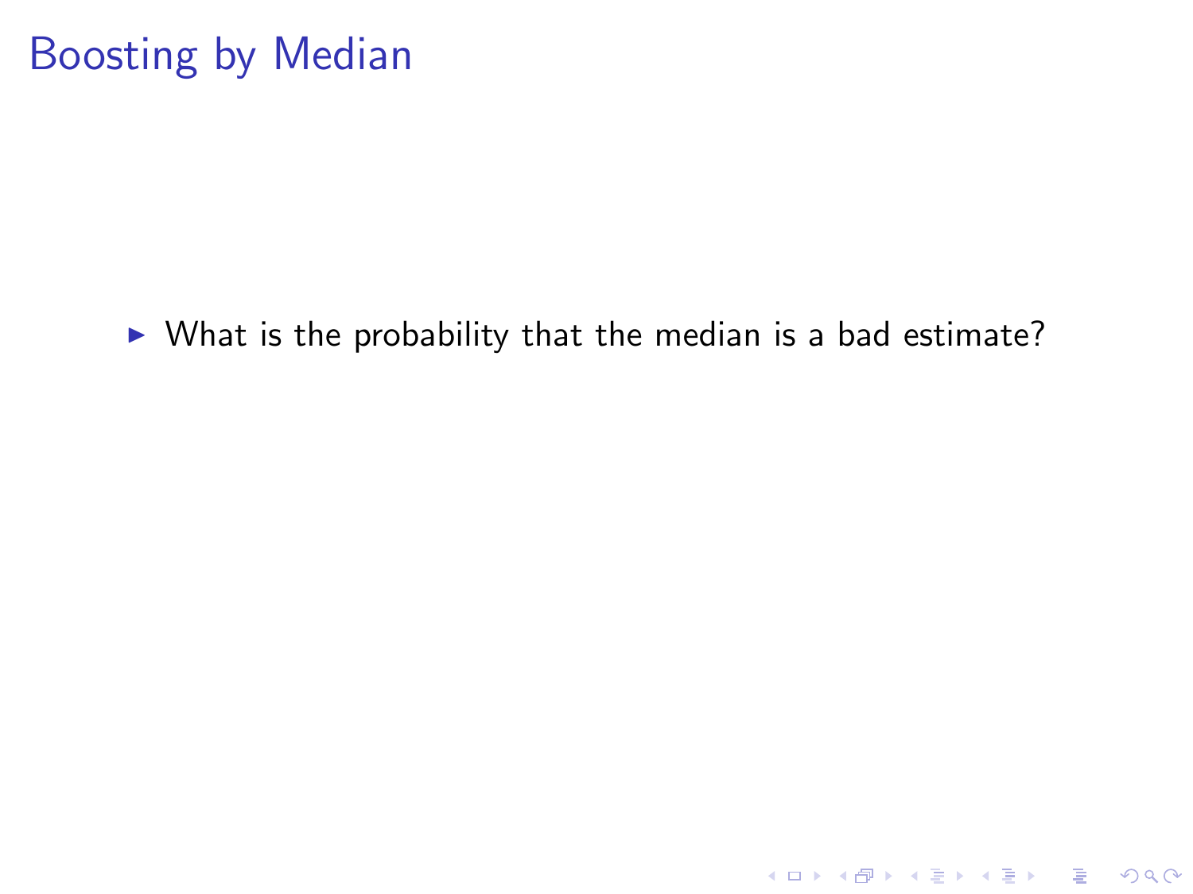# Boosting by Median

- What is the probability that the median is a bad estimate?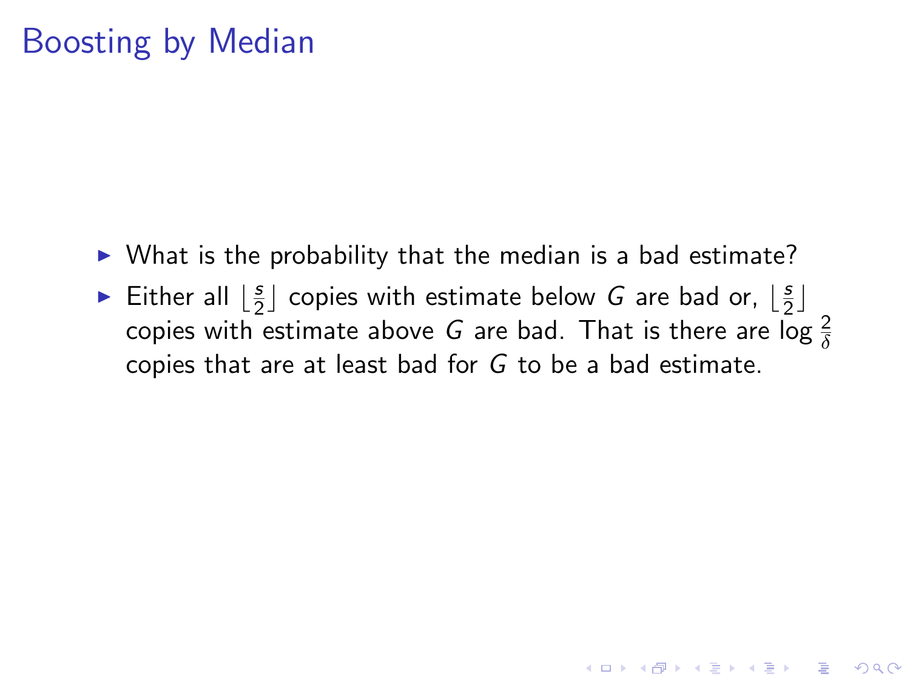# Boosting by Median

- What is the probability that the median is a bad estimate?
- Either all $\lfloor \frac{s}{2} \rfloor$ copies with estimate below $G$ are bad or, $\lfloor \frac{s}{2} \rfloor$ copies with estimate above $G$ are bad. That is there are $\log \frac{2}{\delta}$ copies that are at least bad for $G$ to be a bad estimate.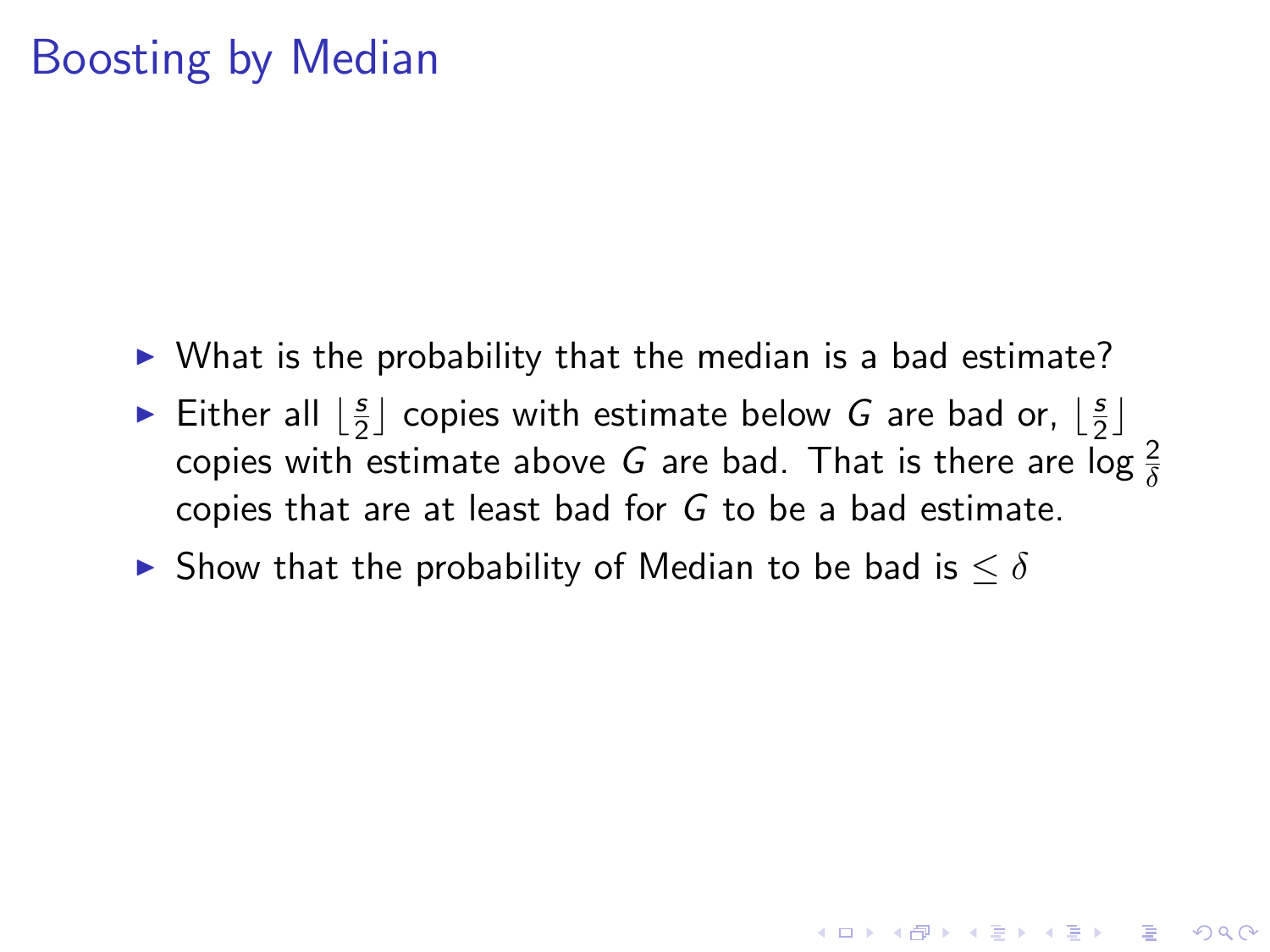# Boosting by Median

- What is the probability that the median is a bad estimate?
- Either all $\lfloor \frac{s}{2} \rfloor$ copies with estimate below $G$ are bad or, $\lfloor \frac{s}{2} \rfloor$ copies with estimate above $G$ are bad. That is there are $\log \frac{2}{\delta}$ copies that are at least bad for $G$ to be a bad estimate.
- Show that the probability of Median to be bad is $\leq \delta$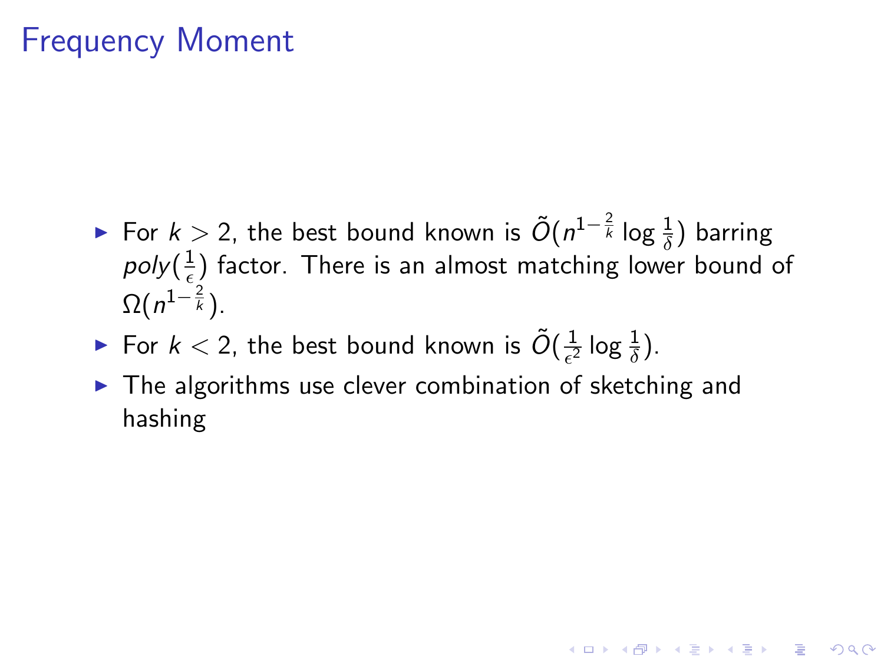# Frequency Moment

- For $k > 2$, the best bound known is $\tilde{O}(n^{1-\frac{2}{k}} \log \frac{1}{\delta})$ barring $poly(\frac{1}{\epsilon})$ factor. There is an almost matching lower bound of $\Omega(n^{1-\frac{2}{k}})$.
- For $k < 2$, the best bound known is $\tilde{O}(\frac{1}{\epsilon^2} \log \frac{1}{\delta})$.
- The algorithms use clever combination of sketching and hashing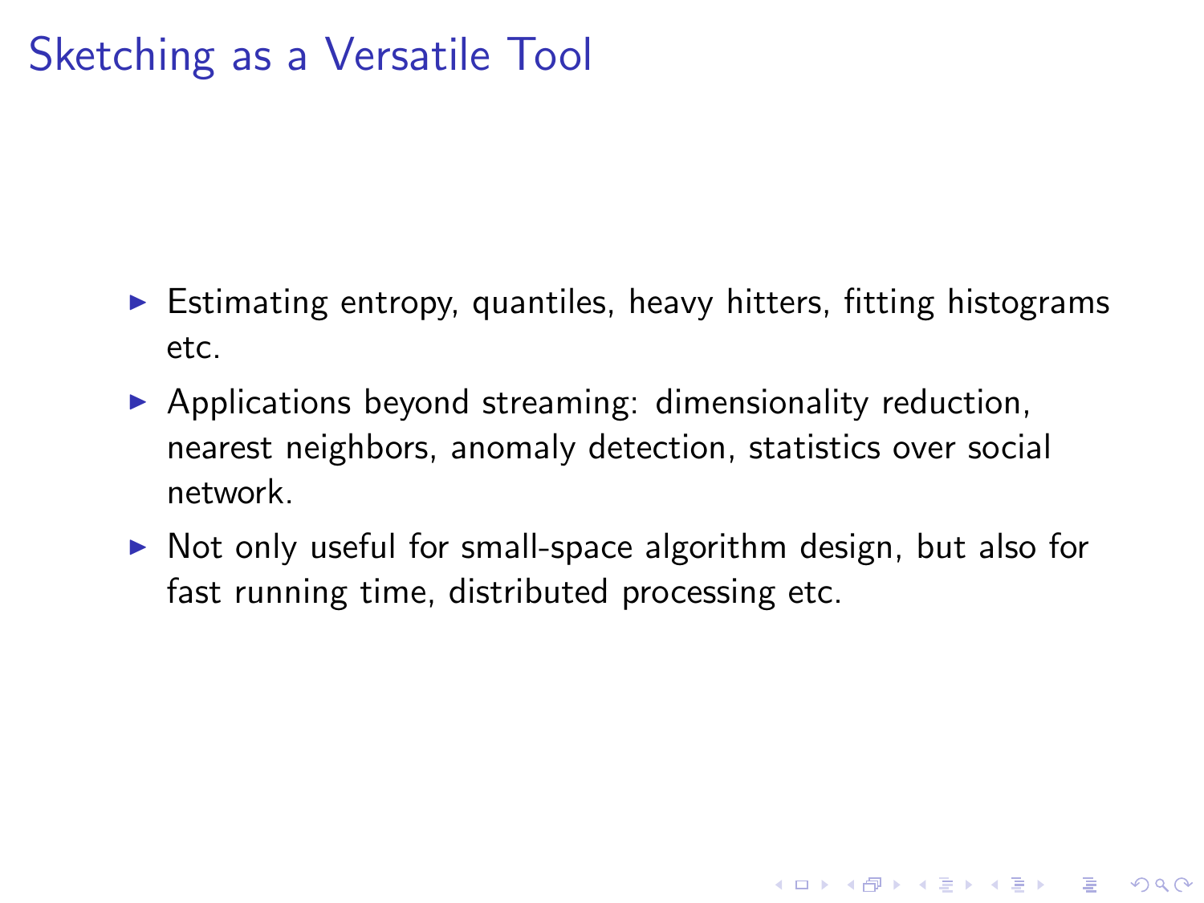# Sketching as a Versatile Tool

- Estimating entropy, quantiles, heavy hitters, fitting histograms etc.
- Applications beyond streaming: dimensionality reduction, nearest neighbors, anomaly detection, statistics over social network.
- Not only useful for small-space algorithm design, but also for fast running time, distributed processing etc.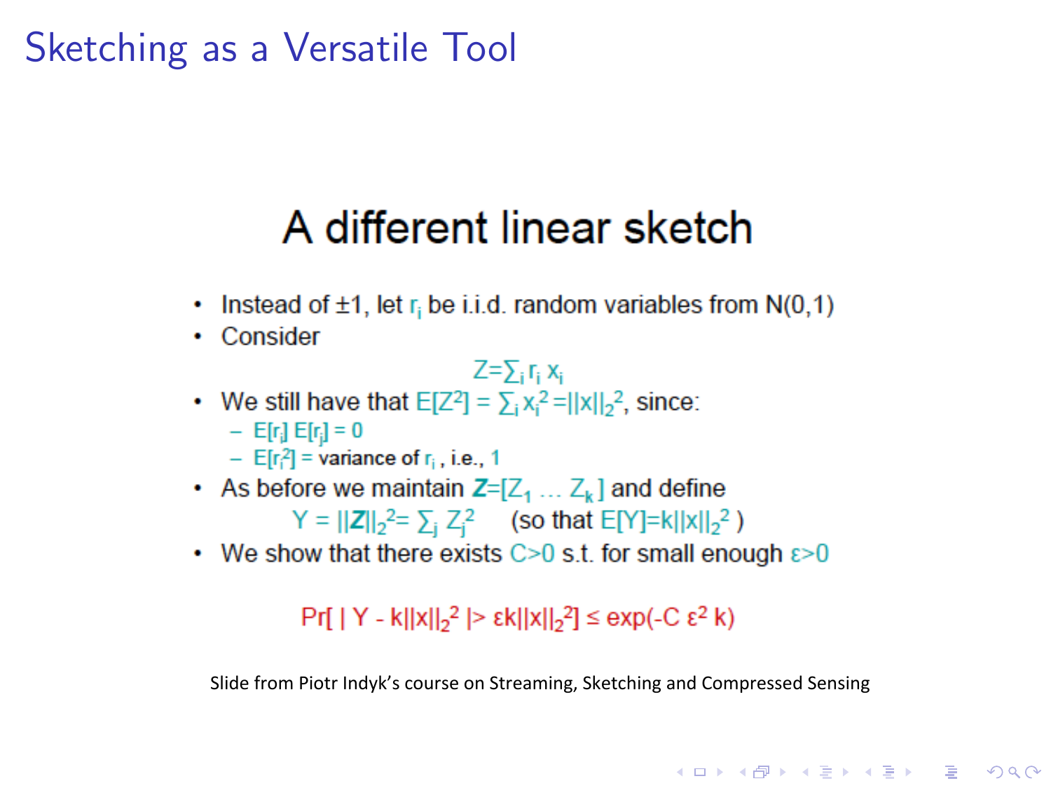# Sketching as a Versatile Tool

## A different linear sketch

- Instead of $\pm 1$, let $r_i$ be i.i.d. random variables from $N(0,1)$
- Consider

$$Z = \sum_i r_i x_i$$

- We still have that $E[Z^2] = \sum_i x_i^2 = ||x||_2^2$, since:
  - $E[r_i] E[r_j] = 0$
  - $E[r_i^2]$ = variance of $r_i$, i.e., 1
- As before we maintain $\boldsymbol{Z} = [Z_1 \ldots Z_k]$ and define

  $Y = ||\boldsymbol{Z}||_2^2 = \sum_j Z_j^2$ (so that $E[Y] = k||x||_2^2$ )
- We show that there exists $C>0$ s.t. for small enough $\varepsilon>0$

$$\Pr[\, | Y - k||x||_2^2 | > \varepsilon k||x||_2^2] \leq \exp(-C \varepsilon^2 k)$$

Slide from Piotr Indyk's course on Streaming, Sketching and Compressed Sensing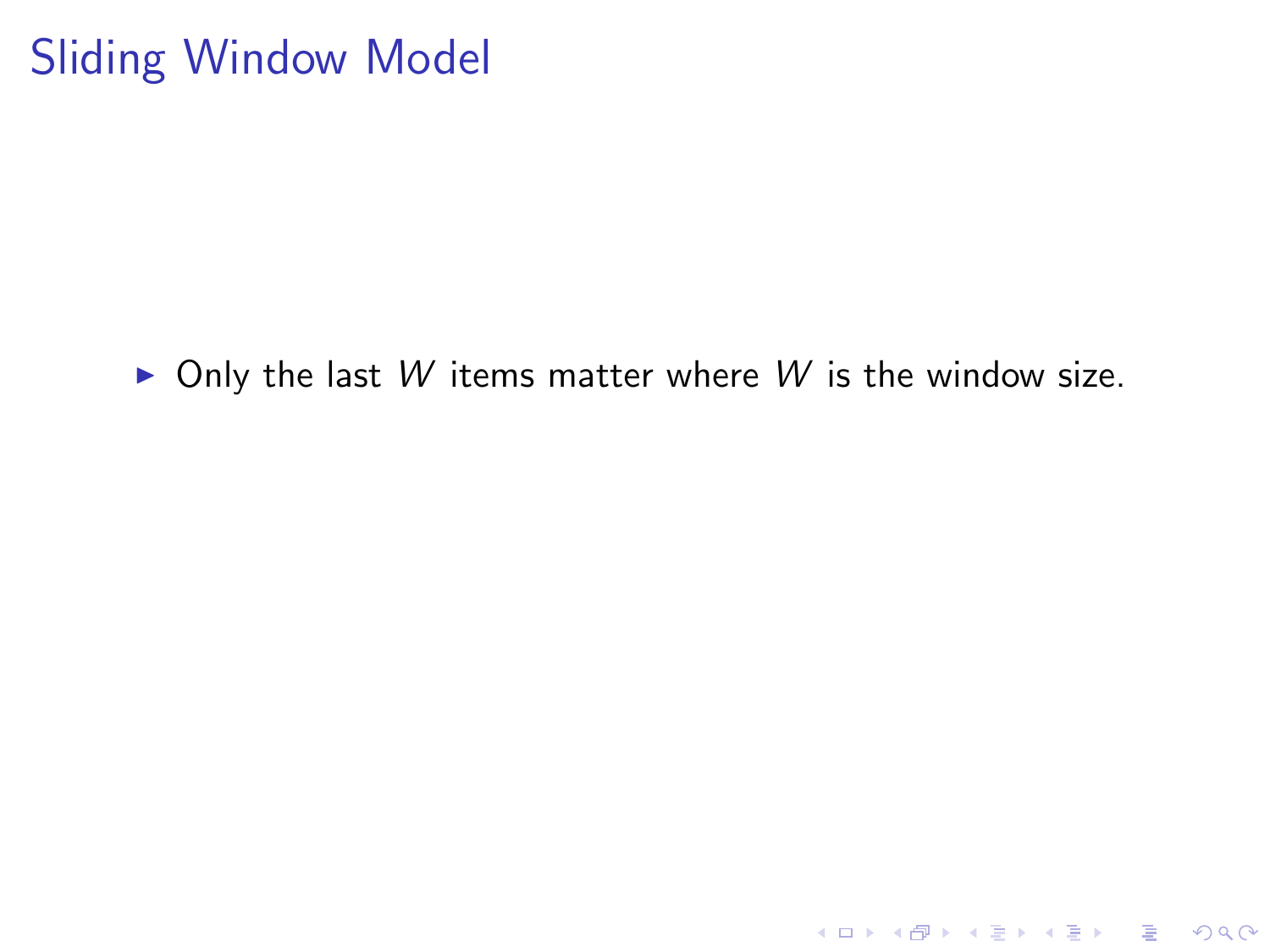# Sliding Window Model

- Only the last $W$ items matter where $W$ is the window size.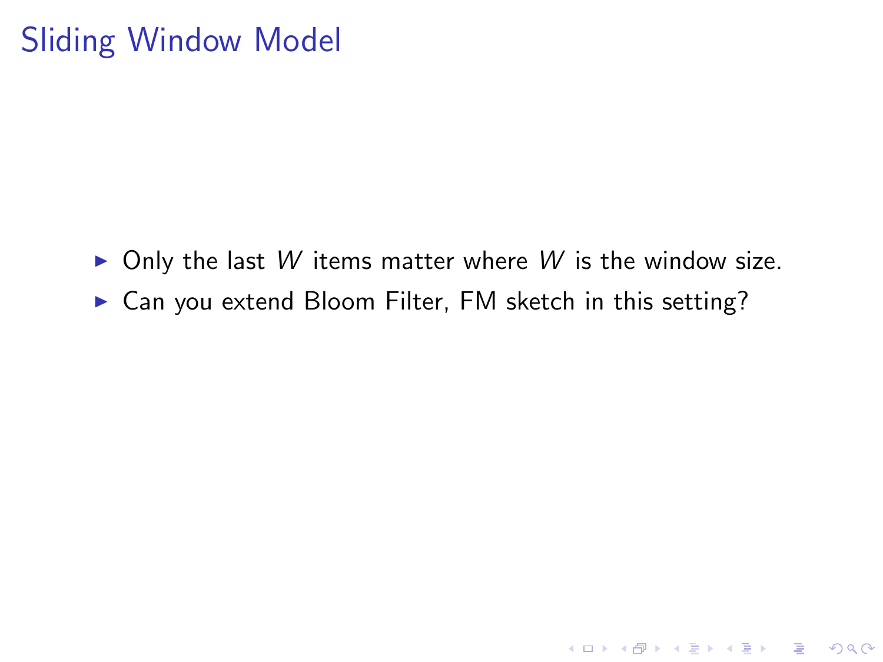# Sliding Window Model

- Only the last $W$ items matter where $W$ is the window size.
- Can you extend Bloom Filter, FM sketch in this setting?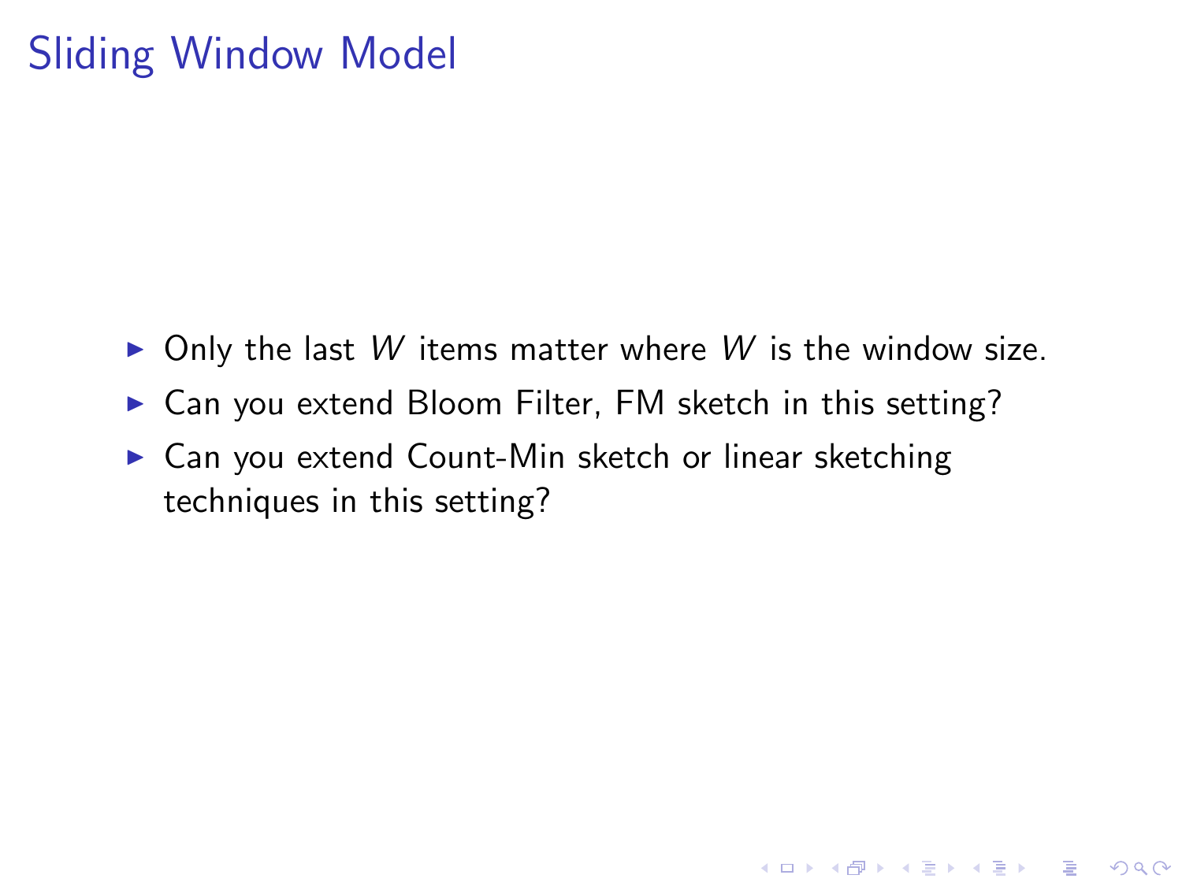# Sliding Window Model

- Only the last $W$ items matter where $W$ is the window size.
- Can you extend Bloom Filter, FM sketch in this setting?
- Can you extend Count-Min sketch or linear sketching techniques in this setting?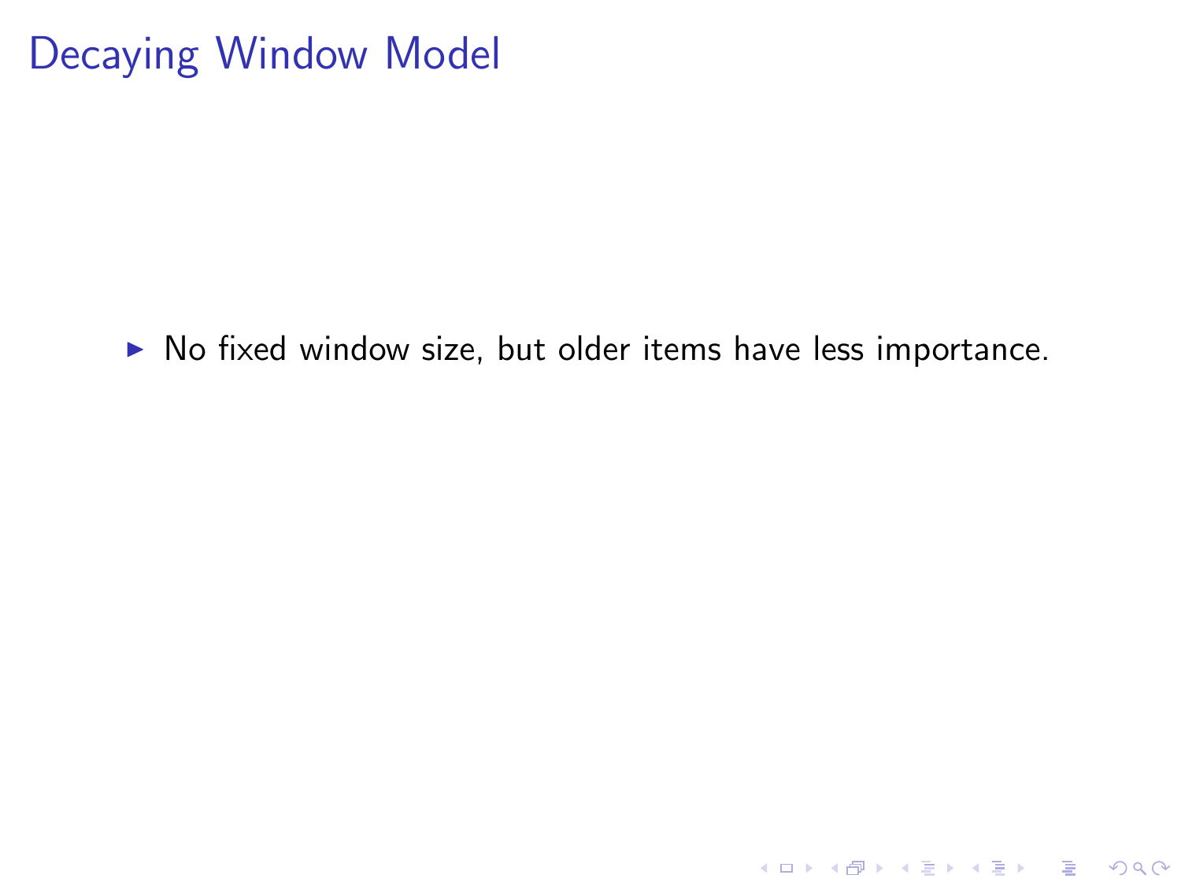# Decaying Window Model

- No fixed window size, but older items have less importance.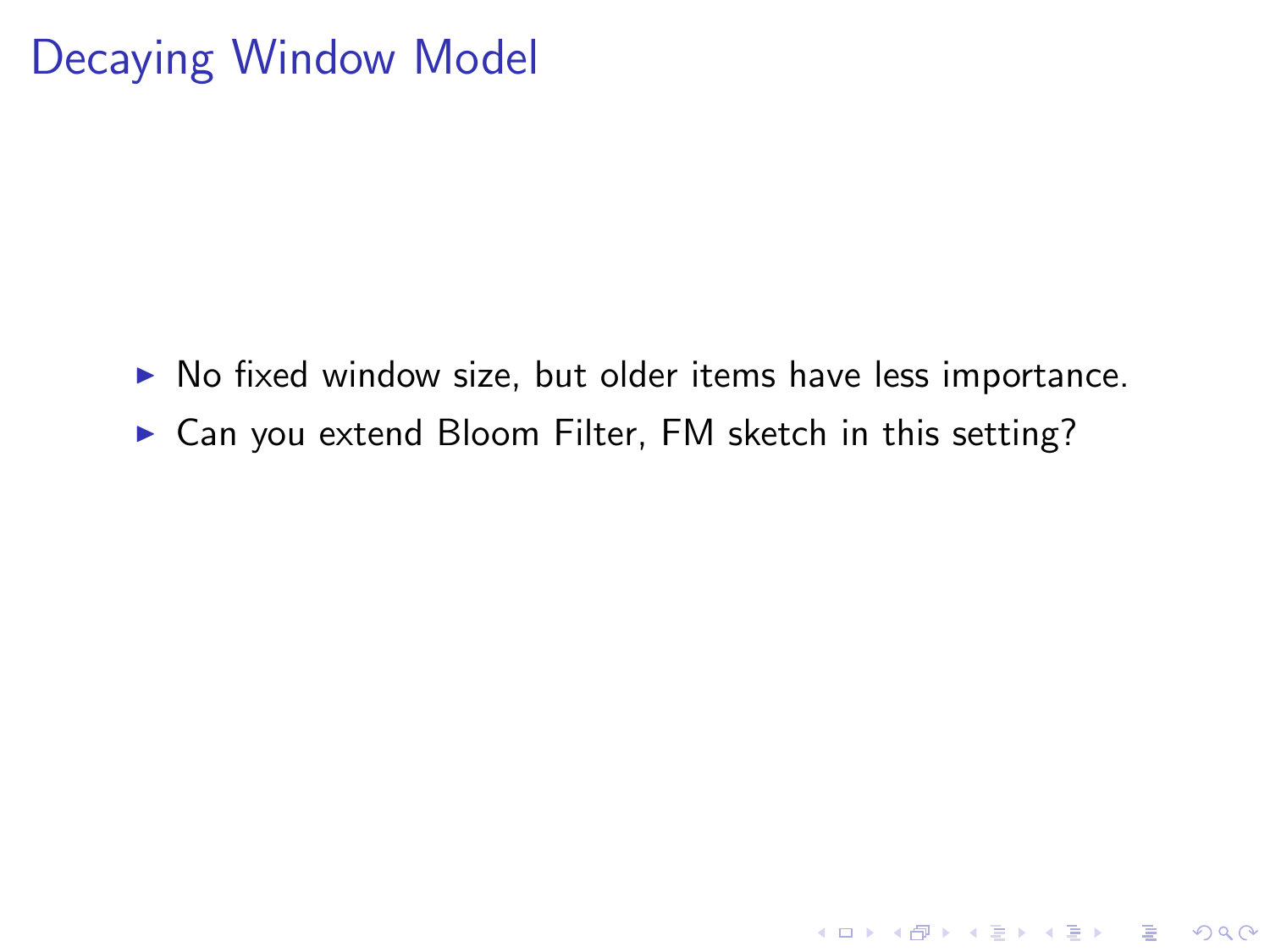# Decaying Window Model

- No fixed window size, but older items have less importance.
- Can you extend Bloom Filter, FM sketch in this setting?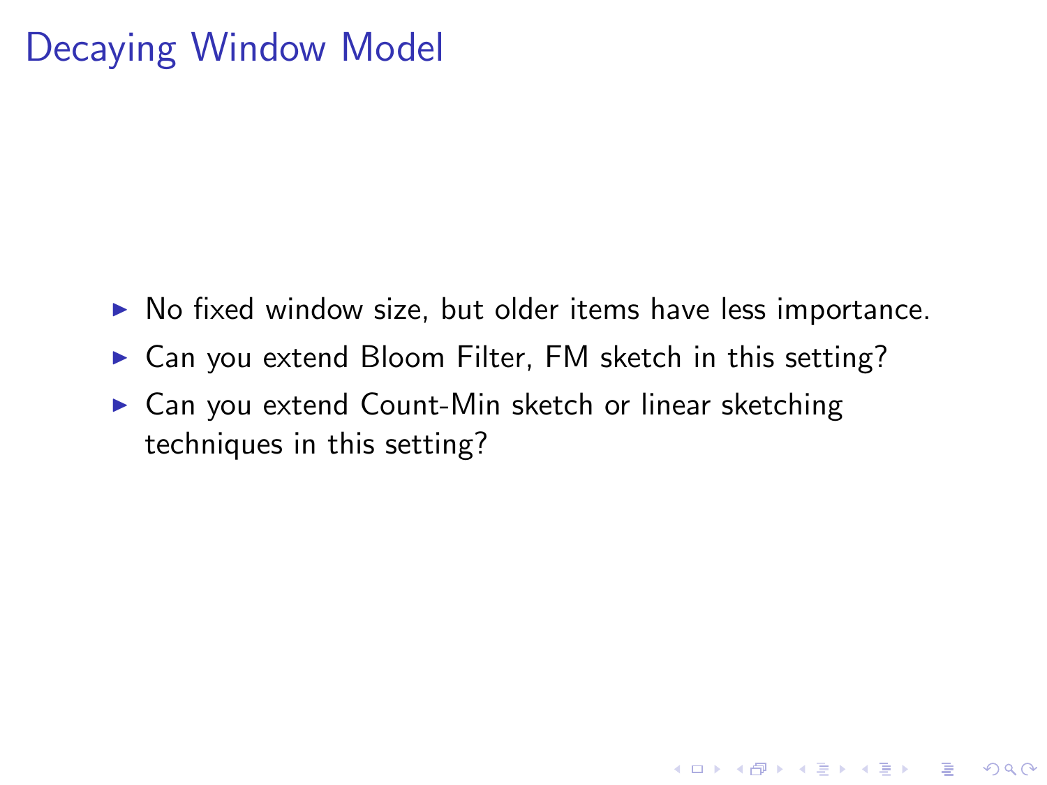# Decaying Window Model

- No fixed window size, but older items have less importance.
- Can you extend Bloom Filter, FM sketch in this setting?
- Can you extend Count-Min sketch or linear sketching techniques in this setting?